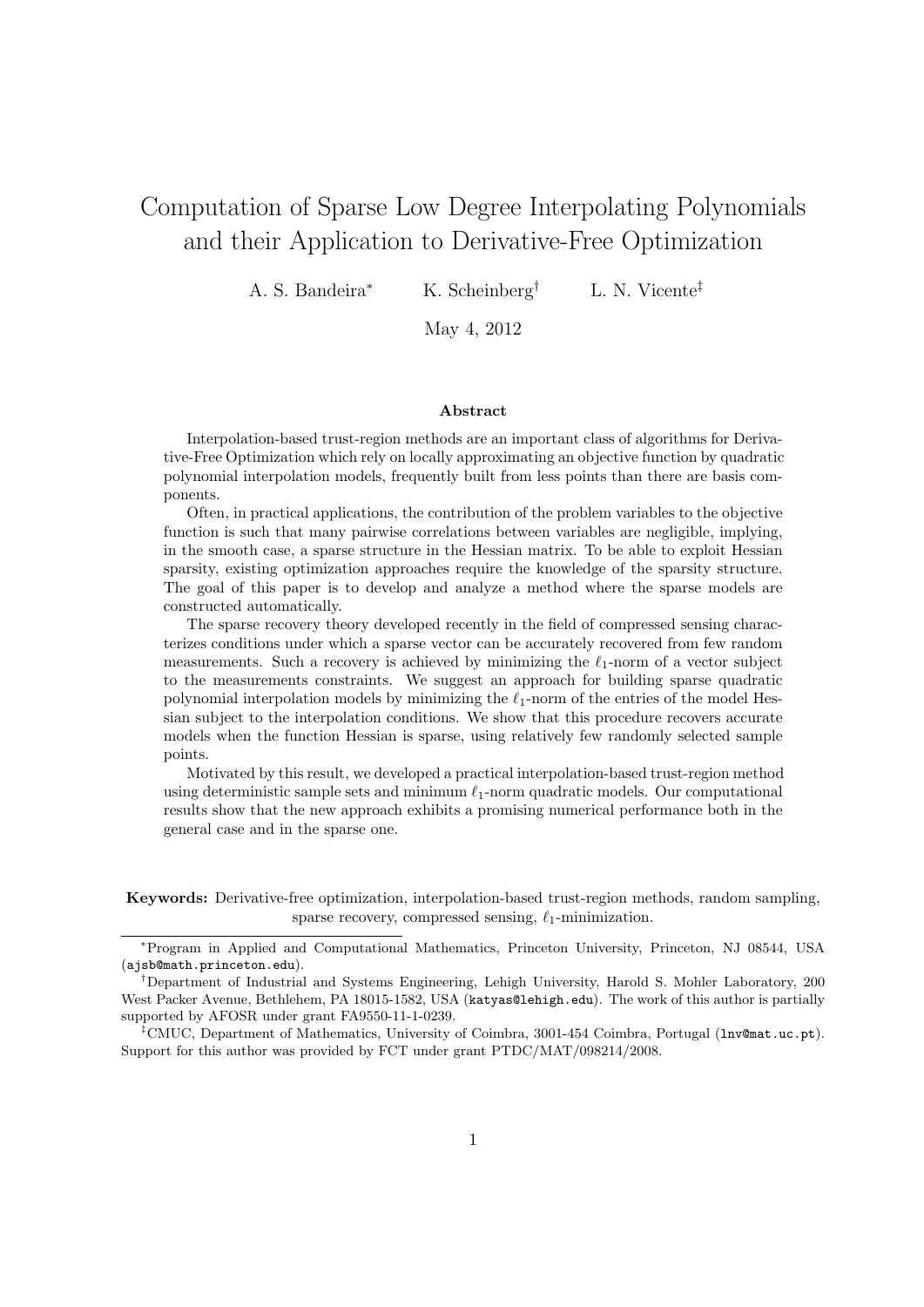# Computation of Sparse Low Degree Interpolating Polynomials and their Application to Derivative-Free Optimization

A. S. Bandeira[*] K. Scheinberg[†] L. N. Vicente[‡]

May 4, 2012

### Abstract

Interpolation-based trust-region methods are an important class of algorithms for Derivative-Free Optimization which rely on locally approximating an objective function by quadratic polynomial interpolation models, frequently built from less points than there are basis components.

Often, in practical applications, the contribution of the problem variables to the objective function is such that many pairwise correlations between variables are negligible, implying, in the smooth case, a sparse structure in the Hessian matrix. To be able to exploit Hessian sparsity, existing optimization approaches require the knowledge of the sparsity structure. The goal of this paper is to develop and analyze a method where the sparse models are constructed automatically.

The sparse recovery theory developed recently in the field of compressed sensing characterizes conditions under which a sparse vector can be accurately recovered from few random measurements. Such a recovery is achieved by minimizing the $\ell_1$-norm of a vector subject to the measurements constraints. We suggest an approach for building sparse quadratic polynomial interpolation models by minimizing the $\ell_1$-norm of the entries of the model Hessian subject to the interpolation conditions. We show that this procedure recovers accurate models when the function Hessian is sparse, using relatively few randomly selected sample points.

Motivated by this result, we developed a practical interpolation-based trust-region method using deterministic sample sets and minimum $\ell_1$-norm quadratic models. Our computational results show that the new approach exhibits a promising numerical performance both in the general case and in the sparse one.

**Keywords:** Derivative-free optimization, interpolation-based trust-region methods, random sampling, sparse recovery, compressed sensing, $\ell_1$-minimization.

---

[*] Program in Applied and Computational Mathematics, Princeton University, Princeton, NJ 08544, USA (ajsb@math.princeton.edu).

[†] Department of Industrial and Systems Engineering, Lehigh University, Harold S. Mohler Laboratory, 200 West Packer Avenue, Bethlehem, PA 18015-1582, USA (katyas@lehigh.edu). The work of this author is partially supported by AFOSR under grant FA9550-11-1-0239.

[‡] CMUC, Department of Mathematics, University of Coimbra, 3001-454 Coimbra, Portugal (lnv@mat.uc.pt). Support for this author was provided by FCT under grant PTDC/MAT/098214/2008.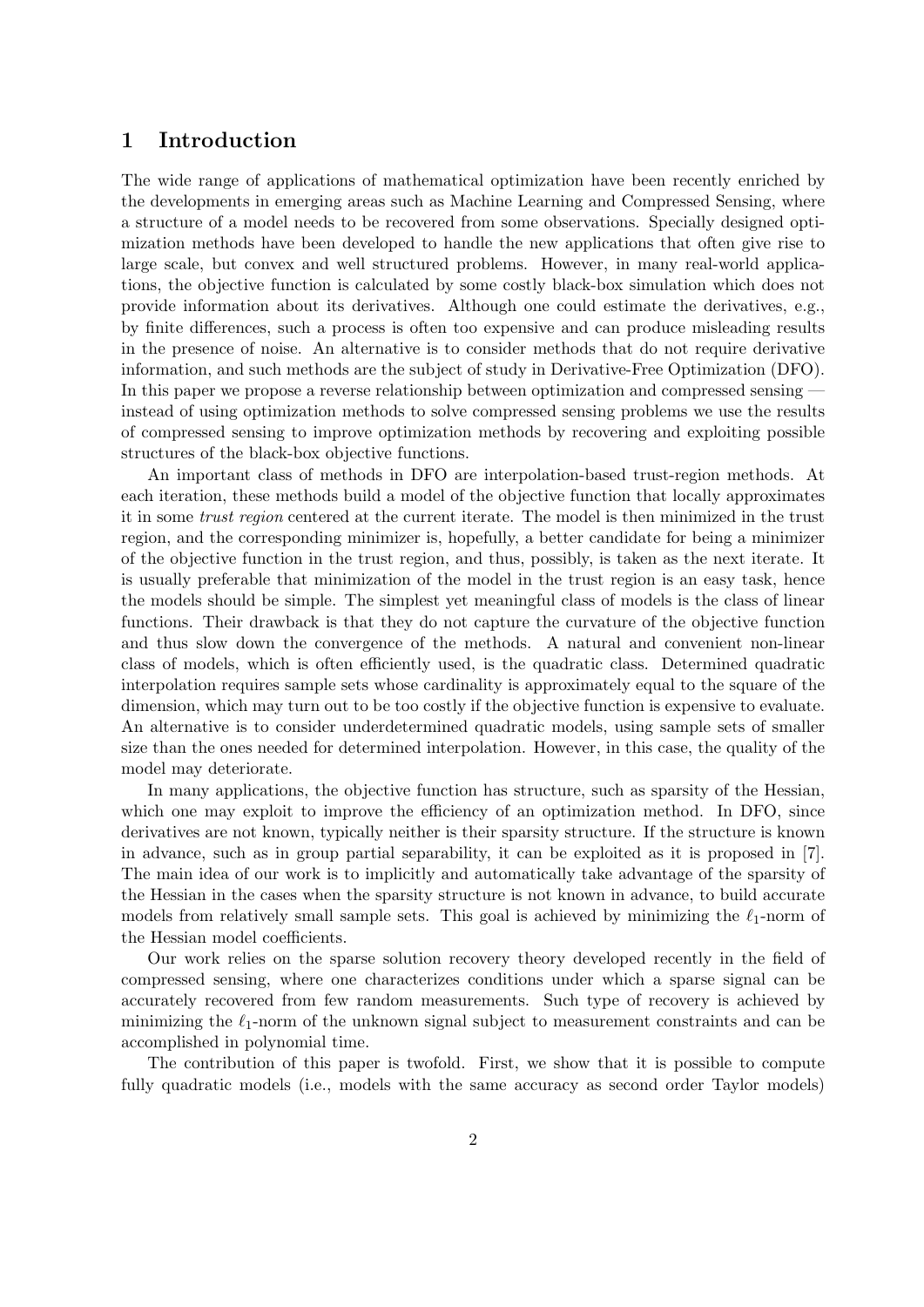# 1 Introduction

The wide range of applications of mathematical optimization have been recently enriched by the developments in emerging areas such as Machine Learning and Compressed Sensing, where a structure of a model needs to be recovered from some observations. Specially designed optimization methods have been developed to handle the new applications that often give rise to large scale, but convex and well structured problems. However, in many real-world applications, the objective function is calculated by some costly black-box simulation which does not provide information about its derivatives. Although one could estimate the derivatives, e.g., by finite differences, such a process is often too expensive and can produce misleading results in the presence of noise. An alternative is to consider methods that do not require derivative information, and such methods are the subject of study in Derivative-Free Optimization (DFO). In this paper we propose a reverse relationship between optimization and compressed sensing — instead of using optimization methods to solve compressed sensing problems we use the results of compressed sensing to improve optimization methods by recovering and exploiting possible structures of the black-box objective functions.

An important class of methods in DFO are interpolation-based trust-region methods. At each iteration, these methods build a model of the objective function that locally approximates it in some *trust region* centered at the current iterate. The model is then minimized in the trust region, and the corresponding minimizer is, hopefully, a better candidate for being a minimizer of the objective function in the trust region, and thus, possibly, is taken as the next iterate. It is usually preferable that minimization of the model in the trust region is an easy task, hence the models should be simple. The simplest yet meaningful class of models is the class of linear functions. Their drawback is that they do not capture the curvature of the objective function and thus slow down the convergence of the methods. A natural and convenient non-linear class of models, which is often efficiently used, is the quadratic class. Determined quadratic interpolation requires sample sets whose cardinality is approximately equal to the square of the dimension, which may turn out to be too costly if the objective function is expensive to evaluate. An alternative is to consider underdetermined quadratic models, using sample sets of smaller size than the ones needed for determined interpolation. However, in this case, the quality of the model may deteriorate.

In many applications, the objective function has structure, such as sparsity of the Hessian, which one may exploit to improve the efficiency of an optimization method. In DFO, since derivatives are not known, typically neither is their sparsity structure. If the structure is known in advance, such as in group partial separability, it can be exploited as it is proposed in [7]. The main idea of our work is to implicitly and automatically take advantage of the sparsity of the Hessian in the cases when the sparsity structure is not known in advance, to build accurate models from relatively small sample sets. This goal is achieved by minimizing the $\ell_1$-norm of the Hessian model coefficients.

Our work relies on the sparse solution recovery theory developed recently in the field of compressed sensing, where one characterizes conditions under which a sparse signal can be accurately recovered from few random measurements. Such type of recovery is achieved by minimizing the $\ell_1$-norm of the unknown signal subject to measurement constraints and can be accomplished in polynomial time.

The contribution of this paper is twofold. First, we show that it is possible to compute fully quadratic models (i.e., models with the same accuracy as second order Taylor models)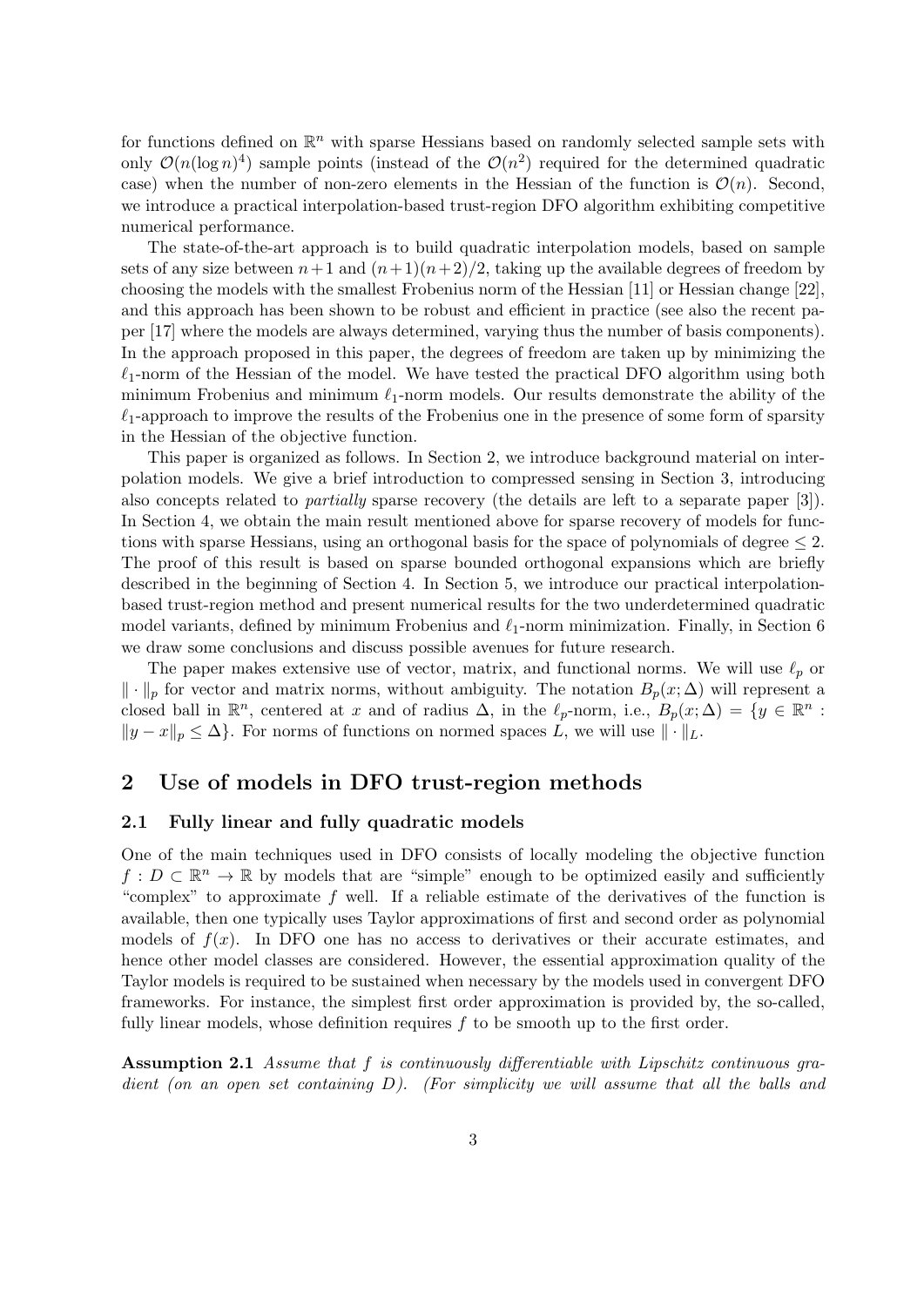for functions defined on $\mathbb{R}^n$ with sparse Hessians based on randomly selected sample sets with only $\mathcal{O}(n(\log n)^4)$ sample points (instead of the $\mathcal{O}(n^2)$ required for the determined quadratic case) when the number of non-zero elements in the Hessian of the function is $\mathcal{O}(n)$. Second, we introduce a practical interpolation-based trust-region DFO algorithm exhibiting competitive numerical performance.

The state-of-the-art approach is to build quadratic interpolation models, based on sample sets of any size between $n+1$ and $(n+1)(n+2)/2$, taking up the available degrees of freedom by choosing the models with the smallest Frobenius norm of the Hessian [11] or Hessian change [22], and this approach has been shown to be robust and efficient in practice (see also the recent paper [17] where the models are always determined, varying thus the number of basis components). In the approach proposed in this paper, the degrees of freedom are taken up by minimizing the $\ell_1$-norm of the Hessian of the model. We have tested the practical DFO algorithm using both minimum Frobenius and minimum $\ell_1$-norm models. Our results demonstrate the ability of the $\ell_1$-approach to improve the results of the Frobenius one in the presence of some form of sparsity in the Hessian of the objective function.

This paper is organized as follows. In Section 2, we introduce background material on interpolation models. We give a brief introduction to compressed sensing in Section 3, introducing also concepts related to *partially* sparse recovery (the details are left to a separate paper [3]). In Section 4, we obtain the main result mentioned above for sparse recovery of models for functions with sparse Hessians, using an orthogonal basis for the space of polynomials of degree $\leq 2$. The proof of this result is based on sparse bounded orthogonal expansions which are briefly described in the beginning of Section 4. In Section 5, we introduce our practical interpolation-based trust-region method and present numerical results for the two underdetermined quadratic model variants, defined by minimum Frobenius and $\ell_1$-norm minimization. Finally, in Section 6 we draw some conclusions and discuss possible avenues for future research.

The paper makes extensive use of vector, matrix, and functional norms. We will use $\ell_p$ or $\|\cdot\|_p$ for vector and matrix norms, without ambiguity. The notation $B_p(x;\Delta)$ will represent a closed ball in $\mathbb{R}^n$, centered at $x$ and of radius $\Delta$, in the $\ell_p$-norm, i.e., $B_p(x;\Delta) = \{y \in \mathbb{R}^n : \|y - x\|_p \leq \Delta\}$. For norms of functions on normed spaces $L$, we will use $\|\cdot\|_L$.

## 2 Use of models in DFO trust-region methods

### 2.1 Fully linear and fully quadratic models

One of the main techniques used in DFO consists of locally modeling the objective function $f : D \subset \mathbb{R}^n \to \mathbb{R}$ by models that are "simple" enough to be optimized easily and sufficiently "complex" to approximate $f$ well. If a reliable estimate of the derivatives of the function is available, then one typically uses Taylor approximations of first and second order as polynomial models of $f(x)$. In DFO one has no access to derivatives or their accurate estimates, and hence other model classes are considered. However, the essential approximation quality of the Taylor models is required to be sustained when necessary by the models used in convergent DFO frameworks. For instance, the simplest first order approximation is provided by, the so-called, fully linear models, whose definition requires $f$ to be smooth up to the first order.

**Assumption 2.1** *Assume that $f$ is continuously differentiable with Lipschitz continuous gradient (on an open set containing $D$). (For simplicity we will assume that all the balls and*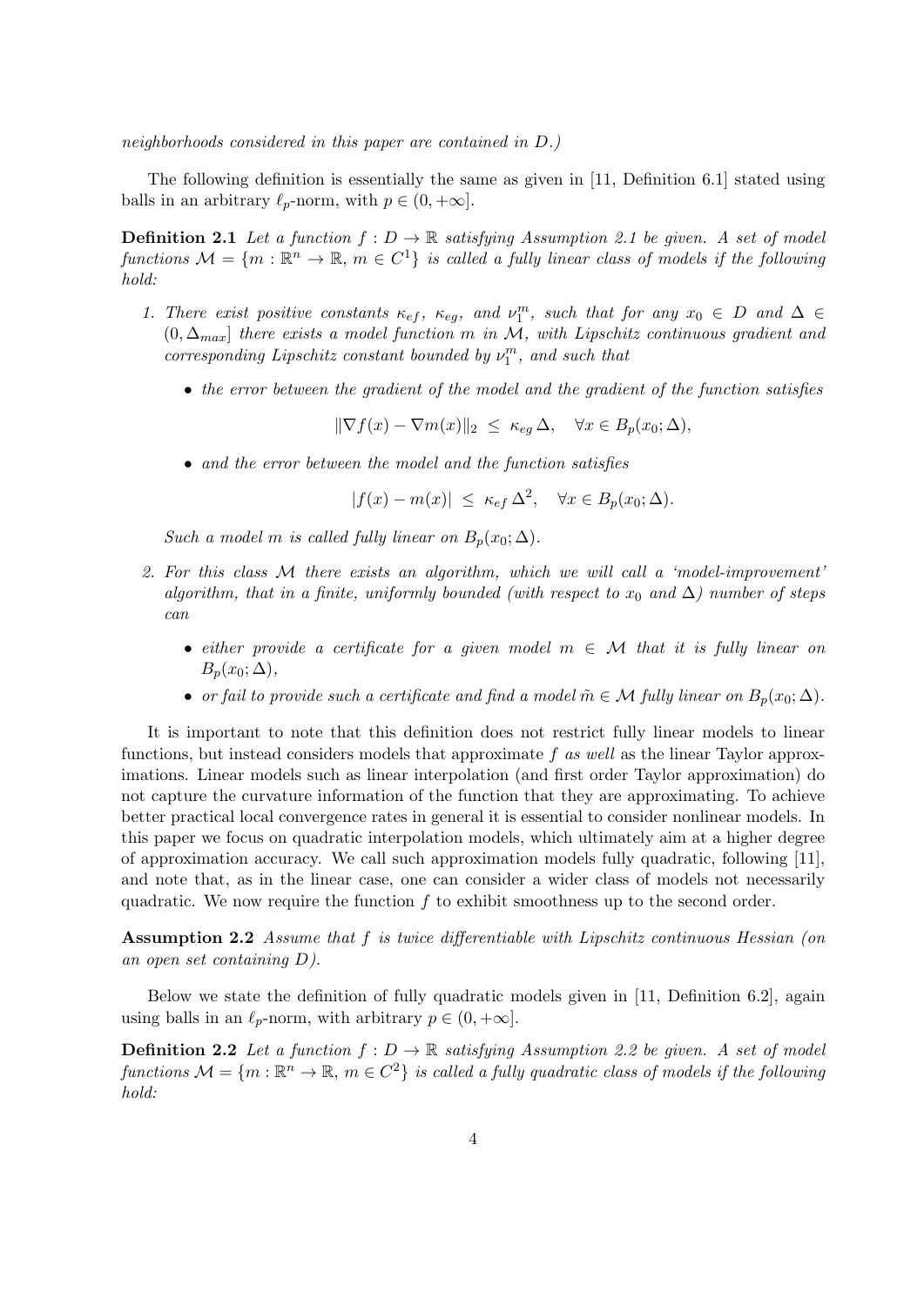*neighborhoods considered in this paper are contained in $D$.)*

The following definition is essentially the same as given in [11, Definition 6.1] stated using balls in an arbitrary $\ell_p$-norm, with $p \in (0, +\infty]$.

**Definition 2.1** *Let a function $f : D \to \mathbb{R}$ satisfying Assumption 2.1 be given. A set of model functions $\mathcal{M} = \{m : \mathbb{R}^n \to \mathbb{R},\ m \in C^1\}$ is called a fully linear class of models if the following hold:*

1. *There exist positive constants $\kappa_{ef}$, $\kappa_{eg}$, and $\nu_1^m$, such that for any $x_0 \in D$ and $\Delta \in (0, \Delta_{max}]$ there exists a model function $m$ in $\mathcal{M}$, with Lipschitz continuous gradient and corresponding Lipschitz constant bounded by $\nu_1^m$, and such that*

   - *the error between the gradient of the model and the gradient of the function satisfies*

     $$\|\nabla f(x) - \nabla m(x)\|_2 \ \leq \ \kappa_{eg}\, \Delta, \quad \forall x \in B_p(x_0; \Delta),$$

   - *and the error between the model and the function satisfies*

     $$|f(x) - m(x)| \ \leq \ \kappa_{ef}\, \Delta^2, \quad \forall x \in B_p(x_0; \Delta).$$

   *Such a model $m$ is called fully linear on $B_p(x_0; \Delta)$.*

2. *For this class $\mathcal{M}$ there exists an algorithm, which we will call a 'model-improvement' algorithm, that in a finite, uniformly bounded (with respect to $x_0$ and $\Delta$) number of steps can*

   - *either provide a certificate for a given model $m \in \mathcal{M}$ that it is fully linear on $B_p(x_0; \Delta)$,*
   - *or fail to provide such a certificate and find a model $\tilde{m} \in \mathcal{M}$ fully linear on $B_p(x_0; \Delta)$.*

It is important to note that this definition does not restrict fully linear models to linear functions, but instead considers models that approximate $f$ *as well* as the linear Taylor approximations. Linear models such as linear interpolation (and first order Taylor approximation) do not capture the curvature information of the function that they are approximating. To achieve better practical local convergence rates in general it is essential to consider nonlinear models. In this paper we focus on quadratic interpolation models, which ultimately aim at a higher degree of approximation accuracy. We call such approximation models fully quadratic, following [11], and note that, as in the linear case, one can consider a wider class of models not necessarily quadratic. We now require the function $f$ to exhibit smoothness up to the second order.

**Assumption 2.2** *Assume that $f$ is twice differentiable with Lipschitz continuous Hessian (on an open set containing $D$).*

Below we state the definition of fully quadratic models given in [11, Definition 6.2], again using balls in an $\ell_p$-norm, with arbitrary $p \in (0, +\infty]$.

**Definition 2.2** *Let a function $f : D \to \mathbb{R}$ satisfying Assumption 2.2 be given. A set of model functions $\mathcal{M} = \{m : \mathbb{R}^n \to \mathbb{R},\ m \in C^2\}$ is called a fully quadratic class of models if the following hold:*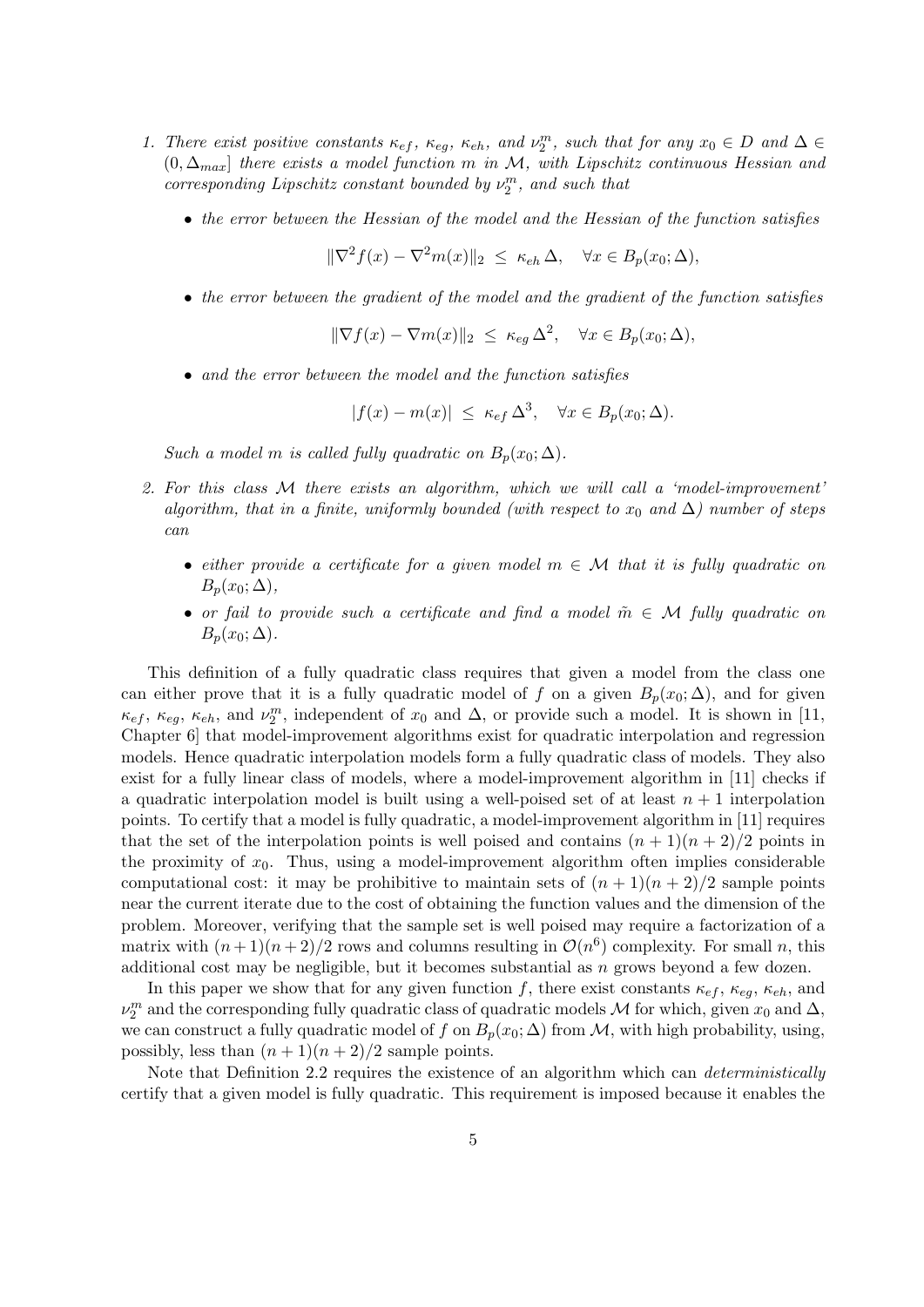1. *There exist positive constants $\kappa_{ef}$, $\kappa_{eg}$, $\kappa_{eh}$, and $\nu_2^m$, such that for any $x_0 \in D$ and $\Delta \in (0, \Delta_{max}]$ there exists a model function $m$ in $\mathcal{M}$, with Lipschitz continuous Hessian and corresponding Lipschitz constant bounded by $\nu_2^m$, and such that*

   - *the error between the Hessian of the model and the Hessian of the function satisfies*

   $$\|\nabla^2 f(x) - \nabla^2 m(x)\|_2 \le \kappa_{eh} \Delta, \quad \forall x \in B_p(x_0; \Delta),$$

   - *the error between the gradient of the model and the gradient of the function satisfies*

   $$\|\nabla f(x) - \nabla m(x)\|_2 \le \kappa_{eg} \Delta^2, \quad \forall x \in B_p(x_0; \Delta),$$

   - *and the error between the model and the function satisfies*

   $$|f(x) - m(x)| \le \kappa_{ef} \Delta^3, \quad \forall x \in B_p(x_0; \Delta).$$

   *Such a model $m$ is called fully quadratic on $B_p(x_0; \Delta)$.*

2. *For this class $\mathcal{M}$ there exists an algorithm, which we will call a 'model-improvement' algorithm, that in a finite, uniformly bounded (with respect to $x_0$ and $\Delta$) number of steps can*

   - *either provide a certificate for a given model $m \in \mathcal{M}$ that it is fully quadratic on $B_p(x_0; \Delta)$,*
   - *or fail to provide such a certificate and find a model $\tilde{m} \in \mathcal{M}$ fully quadratic on $B_p(x_0; \Delta)$.*

This definition of a fully quadratic class requires that given a model from the class one can either prove that it is a fully quadratic model of $f$ on a given $B_p(x_0; \Delta)$, and for given $\kappa_{ef}$, $\kappa_{eg}$, $\kappa_{eh}$, and $\nu_2^m$, independent of $x_0$ and $\Delta$, or provide such a model. It is shown in [11, Chapter 6] that model-improvement algorithms exist for quadratic interpolation and regression models. Hence quadratic interpolation models form a fully quadratic class of models. They also exist for a fully linear class of models, where a model-improvement algorithm in [11] checks if a quadratic interpolation model is built using a well-poised set of at least $n + 1$ interpolation points. To certify that a model is fully quadratic, a model-improvement algorithm in [11] requires that the set of the interpolation points is well poised and contains $(n + 1)(n + 2)/2$ points in the proximity of $x_0$. Thus, using a model-improvement algorithm often implies considerable computational cost: it may be prohibitive to maintain sets of $(n + 1)(n + 2)/2$ sample points near the current iterate due to the cost of obtaining the function values and the dimension of the problem. Moreover, verifying that the sample set is well poised may require a factorization of a matrix with $(n+1)(n+2)/2$ rows and columns resulting in $\mathcal{O}(n^6)$ complexity. For small $n$, this additional cost may be negligible, but it becomes substantial as $n$ grows beyond a few dozen.

In this paper we show that for any given function $f$, there exist constants $\kappa_{ef}$, $\kappa_{eg}$, $\kappa_{eh}$, and $\nu_2^m$ and the corresponding fully quadratic class of quadratic models $\mathcal{M}$ for which, given $x_0$ and $\Delta$, we can construct a fully quadratic model of $f$ on $B_p(x_0; \Delta)$ from $\mathcal{M}$, with high probability, using, possibly, less than $(n + 1)(n + 2)/2$ sample points.

Note that Definition 2.2 requires the existence of an algorithm which can *deterministically* certify that a given model is fully quadratic. This requirement is imposed because it enables the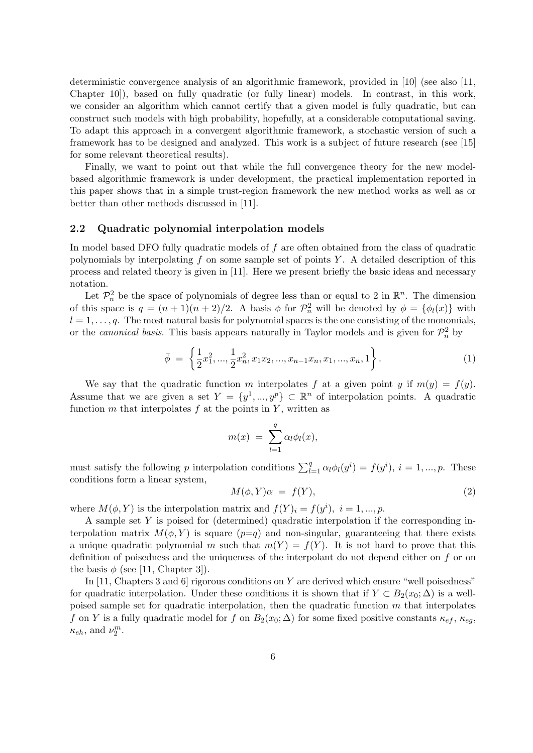deterministic convergence analysis of an algorithmic framework, provided in [10] (see also [11, Chapter 10]), based on fully quadratic (or fully linear) models. In contrast, in this work, we consider an algorithm which cannot certify that a given model is fully quadratic, but can construct such models with high probability, hopefully, at a considerable computational saving. To adapt this approach in a convergent algorithmic framework, a stochastic version of such a framework has to be designed and analyzed. This work is a subject of future research (see [15] for some relevant theoretical results).

Finally, we want to point out that while the full convergence theory for the new model-based algorithmic framework is under development, the practical implementation reported in this paper shows that in a simple trust-region framework the new method works as well as or better than other methods discussed in [11].

### 2.2 Quadratic polynomial interpolation models

In model based DFO fully quadratic models of $f$ are often obtained from the class of quadratic polynomials by interpolating $f$ on some sample set of points $Y$. A detailed description of this process and related theory is given in [11]. Here we present briefly the basic ideas and necessary notation.

Let $\mathcal{P}_n^2$ be the space of polynomials of degree less than or equal to 2 in $\mathbb{R}^n$. The dimension of this space is $q = (n+1)(n+2)/2$. A basis $\phi$ for $\mathcal{P}_n^2$ will be denoted by $\phi = \{\phi_l(x)\}$ with $l = 1, \ldots, q$. The most natural basis for polynomial spaces is the one consisting of the monomials, or the *canonical basis*. This basis appears naturally in Taylor models and is given for $\mathcal{P}_n^2$ by

$$\bar{\phi} \;=\; \left\{ \frac{1}{2}x_1^2, ..., \frac{1}{2}x_n^2, x_1x_2, ..., x_{n-1}x_n, x_1, ..., x_n, 1 \right\}. \tag{1}$$

We say that the quadratic function $m$ interpolates $f$ at a given point $y$ if $m(y) = f(y)$. Assume that we are given a set $Y = \{y^1, ..., y^p\} \subset \mathbb{R}^n$ of interpolation points. A quadratic function $m$ that interpolates $f$ at the points in $Y$, written as

$$m(x) \;=\; \sum_{l=1}^{q} \alpha_l \phi_l(x),$$

must satisfy the following $p$ interpolation conditions $\sum_{l=1}^{q} \alpha_l \phi_l(y^i) = f(y^i),\ i = 1, ..., p$. These conditions form a linear system,

$$M(\phi, Y)\alpha \;=\; f(Y), \tag{2}$$

where $M(\phi, Y)$ is the interpolation matrix and $f(Y)_i = f(y^i),\ i = 1, ..., p$.

A sample set $Y$ is poised for (determined) quadratic interpolation if the corresponding interpolation matrix $M(\phi, Y)$ is square ($p$=$q$) and non-singular, guaranteeing that there exists a unique quadratic polynomial $m$ such that $m(Y) = f(Y)$. It is not hard to prove that this definition of poisedness and the uniqueness of the interpolant do not depend either on $f$ or on the basis $\phi$ (see [11, Chapter 3]).

In [11, Chapters 3 and 6] rigorous conditions on $Y$ are derived which ensure "well poisedness" for quadratic interpolation. Under these conditions it is shown that if $Y \subset B_2(x_0; \Delta)$ is a well-poised sample set for quadratic interpolation, then the quadratic function $m$ that interpolates $f$ on $Y$ is a fully quadratic model for $f$ on $B_2(x_0; \Delta)$ for some fixed positive constants $\kappa_{ef}$, $\kappa_{eg}$, $\kappa_{eh}$, and $\nu_2^m$.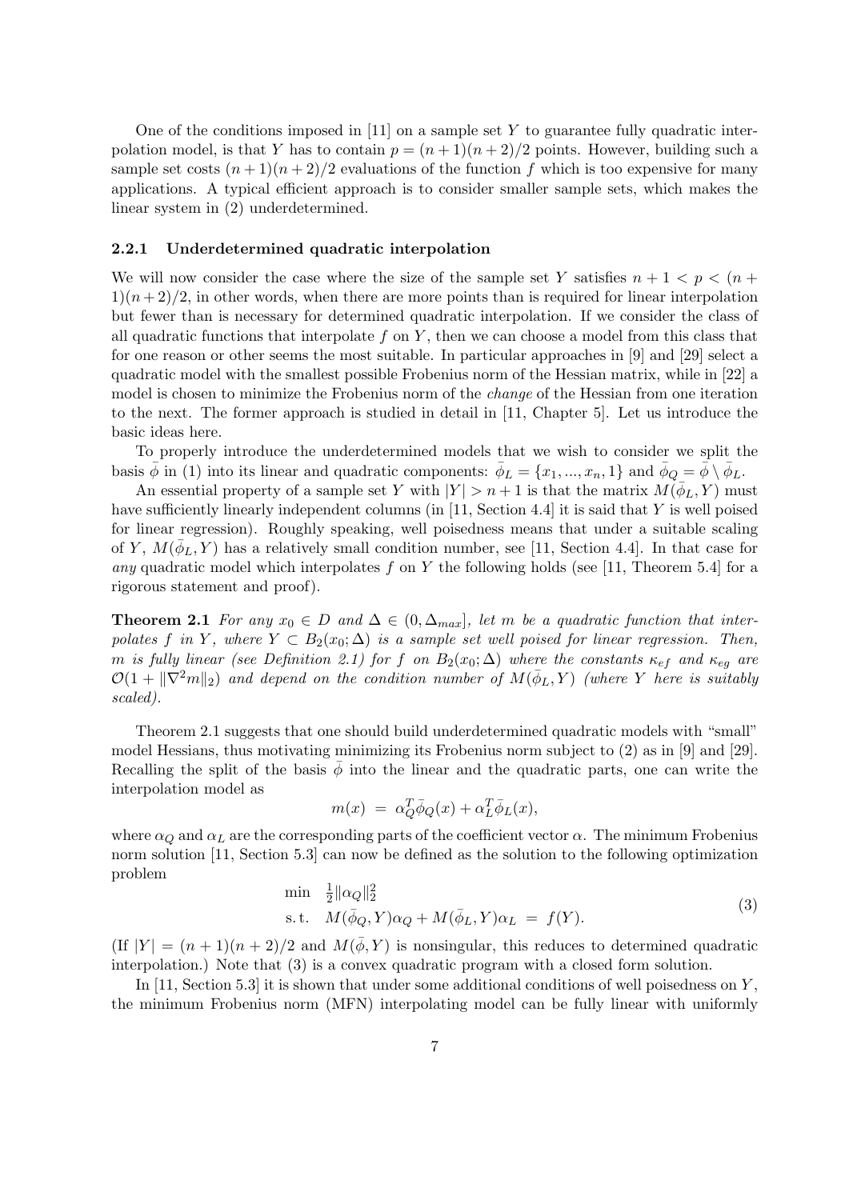One of the conditions imposed in [11] on a sample set $Y$ to guarantee fully quadratic interpolation model, is that $Y$ has to contain $p = (n+1)(n+2)/2$ points. However, building such a sample set costs $(n+1)(n+2)/2$ evaluations of the function $f$ which is too expensive for many applications. A typical efficient approach is to consider smaller sample sets, which makes the linear system in (2) underdetermined.

### 2.2.1 Underdetermined quadratic interpolation

We will now consider the case where the size of the sample set $Y$ satisfies $n+1 < p < (n+1)(n+2)/2$, in other words, when there are more points than is required for linear interpolation but fewer than is necessary for determined quadratic interpolation. If we consider the class of all quadratic functions that interpolate $f$ on $Y$, then we can choose a model from this class that for one reason or other seems the most suitable. In particular approaches in [9] and [29] select a quadratic model with the smallest possible Frobenius norm of the Hessian matrix, while in [22] a model is chosen to minimize the Frobenius norm of the *change* of the Hessian from one iteration to the next. The former approach is studied in detail in [11, Chapter 5]. Let us introduce the basic ideas here.

To properly introduce the underdetermined models that we wish to consider we split the basis $\bar{\phi}$ in (1) into its linear and quadratic components: $\bar{\phi}_L = \{x_1, ..., x_n, 1\}$ and $\bar{\phi}_Q = \bar{\phi} \setminus \bar{\phi}_L$.

An essential property of a sample set $Y$ with $|Y| > n+1$ is that the matrix $M(\bar{\phi}_L, Y)$ must have sufficiently linearly independent columns (in [11, Section 4.4] it is said that $Y$ is well poised for linear regression). Roughly speaking, well poisedness means that under a suitable scaling of $Y$, $M(\bar{\phi}_L, Y)$ has a relatively small condition number, see [11, Section 4.4]. In that case for *any* quadratic model which interpolates $f$ on $Y$ the following holds (see [11, Theorem 5.4] for a rigorous statement and proof).

**Theorem 2.1** *For any $x_0 \in D$ and $\Delta \in (0, \Delta_{max}]$, let $m$ be a quadratic function that interpolates $f$ in $Y$, where $Y \subset B_2(x_0; \Delta)$ is a sample set well poised for linear regression. Then, $m$ is fully linear (see Definition 2.1) for $f$ on $B_2(x_0; \Delta)$ where the constants $\kappa_{ef}$ and $\kappa_{eg}$ are $\mathcal{O}(1 + \|\nabla^2 m\|_2)$ and depend on the condition number of $M(\bar{\phi}_L, Y)$ (where $Y$ here is suitably scaled).*

Theorem 2.1 suggests that one should build underdetermined quadratic models with "small" model Hessians, thus motivating minimizing its Frobenius norm subject to (2) as in [9] and [29]. Recalling the split of the basis $\bar{\phi}$ into the linear and the quadratic parts, one can write the interpolation model as

$$m(x) \;=\; \alpha_Q^T \bar{\phi}_Q(x) + \alpha_L^T \bar{\phi}_L(x),$$

where $\alpha_Q$ and $\alpha_L$ are the corresponding parts of the coefficient vector $\alpha$. The minimum Frobenius norm solution [11, Section 5.3] can now be defined as the solution to the following optimization problem

$$\begin{array}{ll} \min & \frac{1}{2}\|\alpha_Q\|_2^2 \\ \text{s.t.} & M(\bar{\phi}_Q, Y)\alpha_Q + M(\bar{\phi}_L, Y)\alpha_L \;=\; f(Y). \end{array} \tag{3}$$

(If $|Y| = (n+1)(n+2)/2$ and $M(\bar{\phi}, Y)$ is nonsingular, this reduces to determined quadratic interpolation.) Note that (3) is a convex quadratic program with a closed form solution.

In [11, Section 5.3] it is shown that under some additional conditions of well poisedness on $Y$, the minimum Frobenius norm (MFN) interpolating model can be fully linear with uniformly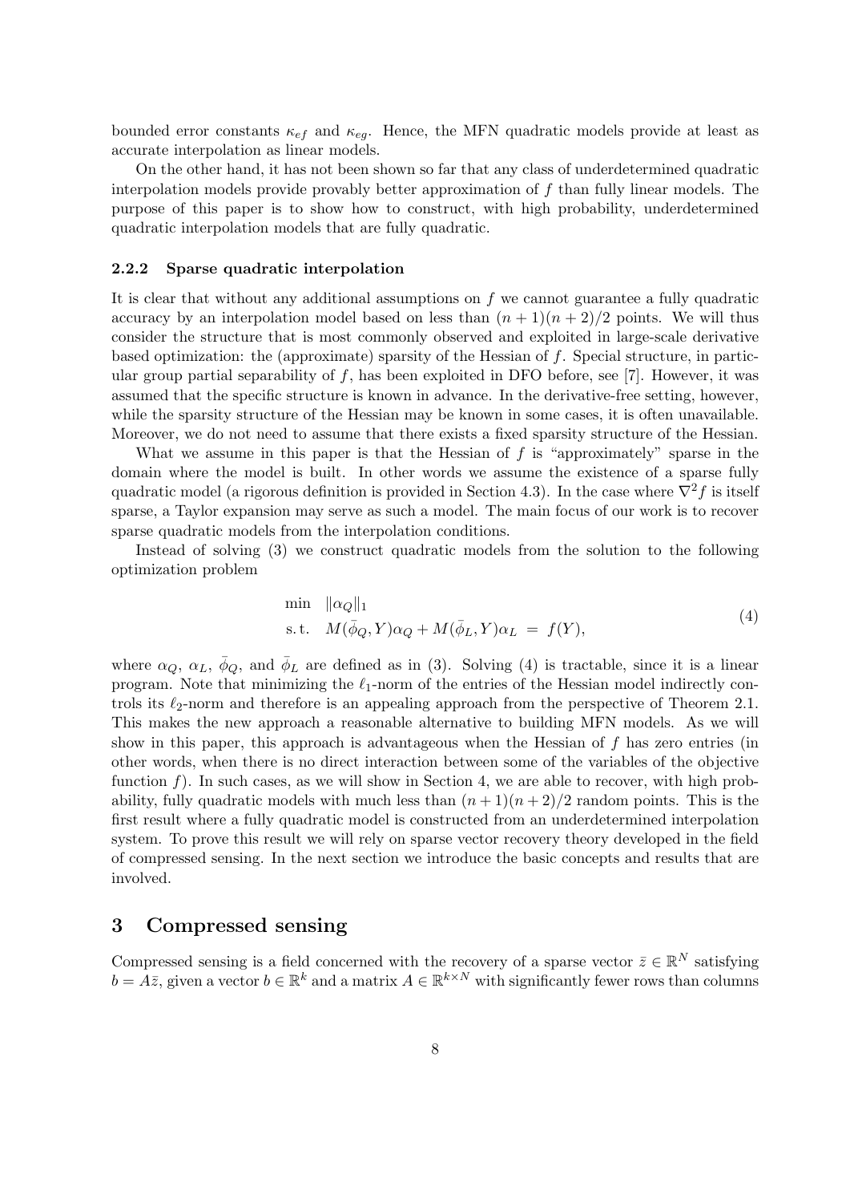bounded error constants $\kappa_{ef}$ and $\kappa_{eg}$. Hence, the MFN quadratic models provide at least as accurate interpolation as linear models.

On the other hand, it has not been shown so far that any class of underdetermined quadratic interpolation models provide provably better approximation of $f$ than fully linear models. The purpose of this paper is to show how to construct, with high probability, underdetermined quadratic interpolation models that are fully quadratic.

#### 2.2.2 Sparse quadratic interpolation

It is clear that without any additional assumptions on $f$ we cannot guarantee a fully quadratic accuracy by an interpolation model based on less than $(n+1)(n+2)/2$ points. We will thus consider the structure that is most commonly observed and exploited in large-scale derivative based optimization: the (approximate) sparsity of the Hessian of $f$. Special structure, in particular group partial separability of $f$, has been exploited in DFO before, see [7]. However, it was assumed that the specific structure is known in advance. In the derivative-free setting, however, while the sparsity structure of the Hessian may be known in some cases, it is often unavailable. Moreover, we do not need to assume that there exists a fixed sparsity structure of the Hessian.

What we assume in this paper is that the Hessian of $f$ is "approximately" sparse in the domain where the model is built. In other words we assume the existence of a sparse fully quadratic model (a rigorous definition is provided in Section 4.3). In the case where $\nabla^2 f$ is itself sparse, a Taylor expansion may serve as such a model. The main focus of our work is to recover sparse quadratic models from the interpolation conditions.

Instead of solving (3) we construct quadratic models from the solution to the following optimization problem

$$
\begin{aligned}
\min \quad & \|\alpha_Q\|_1 \\
\text{s.t.} \quad & M(\bar{\phi}_Q, Y)\alpha_Q + M(\bar{\phi}_L, Y)\alpha_L \;=\; f(Y),
\end{aligned}
\tag{4}
$$

where $\alpha_Q$, $\alpha_L$, $\bar{\phi}_Q$, and $\bar{\phi}_L$ are defined as in (3). Solving (4) is tractable, since it is a linear program. Note that minimizing the $\ell_1$-norm of the entries of the Hessian model indirectly controls its $\ell_2$-norm and therefore is an appealing approach from the perspective of Theorem 2.1. This makes the new approach a reasonable alternative to building MFN models. As we will show in this paper, this approach is advantageous when the Hessian of $f$ has zero entries (in other words, when there is no direct interaction between some of the variables of the objective function $f$). In such cases, as we will show in Section 4, we are able to recover, with high probability, fully quadratic models with much less than $(n+1)(n+2)/2$ random points. This is the first result where a fully quadratic model is constructed from an underdetermined interpolation system. To prove this result we will rely on sparse vector recovery theory developed in the field of compressed sensing. In the next section we introduce the basic concepts and results that are involved.

## 3 Compressed sensing

Compressed sensing is a field concerned with the recovery of a sparse vector $\bar{z} \in \mathbb{R}^N$ satisfying $b = A\bar{z}$, given a vector $b \in \mathbb{R}^k$ and a matrix $A \in \mathbb{R}^{k\times N}$ with significantly fewer rows than columns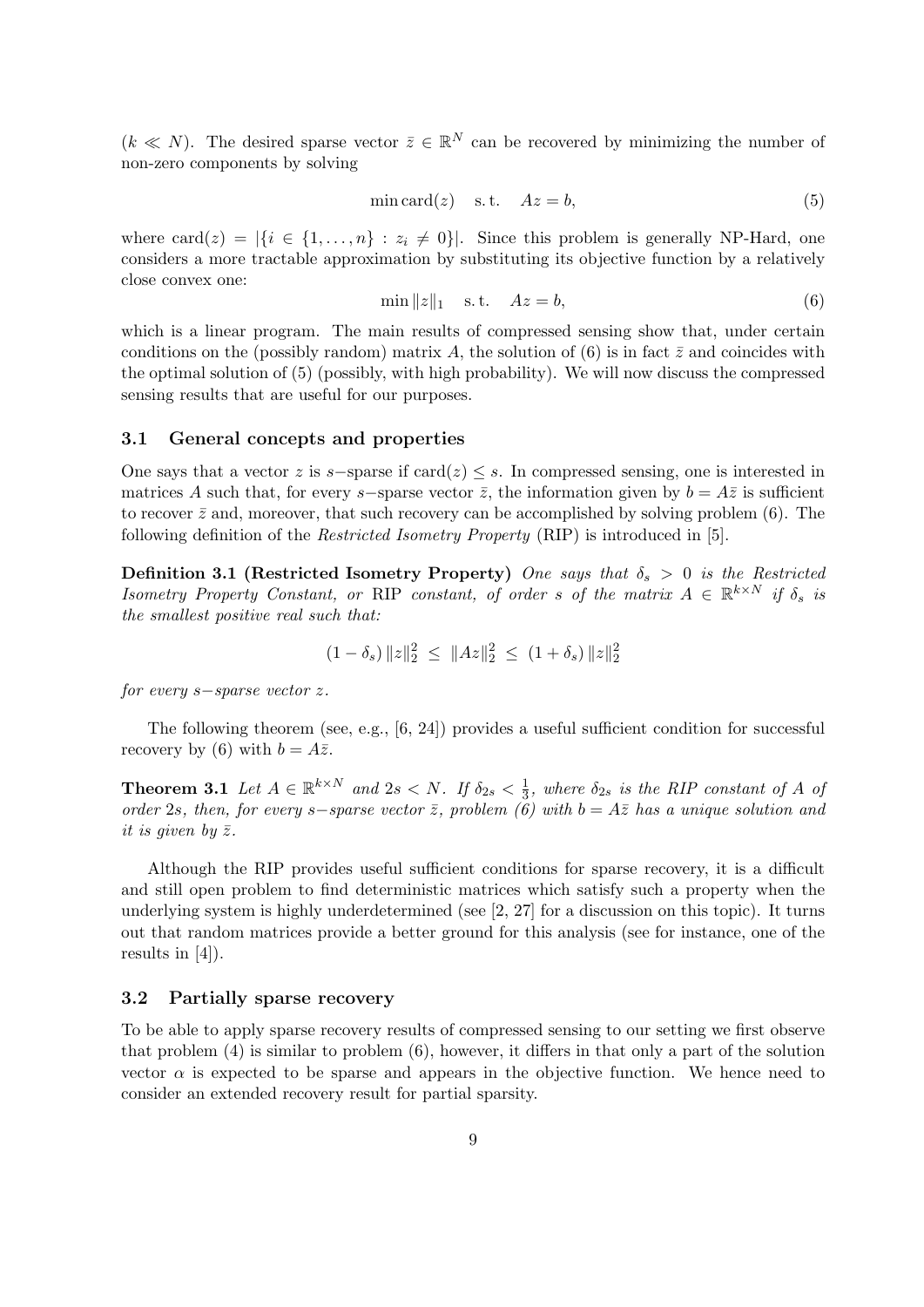($k \ll N$). The desired sparse vector $\bar{z} \in \mathbb{R}^N$ can be recovered by minimizing the number of non-zero components by solving

$$\min \operatorname{card}(z) \quad \text{s. t.} \quad Az = b, \tag{5}$$

where $\operatorname{card}(z) = |\{i \in \{1, \ldots, n\} : z_i \neq 0\}|$. Since this problem is generally NP-Hard, one considers a more tractable approximation by substituting its objective function by a relatively close convex one:

$$\min \|z\|_1 \quad \text{s. t.} \quad Az = b, \tag{6}$$

which is a linear program. The main results of compressed sensing show that, under certain conditions on the (possibly random) matrix $A$, the solution of (6) is in fact $\bar{z}$ and coincides with the optimal solution of (5) (possibly, with high probability). We will now discuss the compressed sensing results that are useful for our purposes.

### 3.1 General concepts and properties

One says that a vector $z$ is $s-$sparse if $\operatorname{card}(z) \leq s$. In compressed sensing, one is interested in matrices $A$ such that, for every $s-$sparse vector $\bar{z}$, the information given by $b = A\bar{z}$ is sufficient to recover $\bar{z}$ and, moreover, that such recovery can be accomplished by solving problem (6). The following definition of the *Restricted Isometry Property* (RIP) is introduced in [5].

**Definition 3.1 (Restricted Isometry Property)** *One says that $\delta_s > 0$ is the Restricted Isometry Property Constant, or* RIP *constant, of order $s$ of the matrix $A \in \mathbb{R}^{k \times N}$ if $\delta_s$ is the smallest positive real such that:*

$$(1 - \delta_s) \|z\|_2^2 \;\leq\; \|Az\|_2^2 \;\leq\; (1 + \delta_s) \|z\|_2^2$$

*for every $s-$sparse vector $z$.*

The following theorem (see, e.g., [6, 24]) provides a useful sufficient condition for successful recovery by (6) with $b = A\bar{z}$.

**Theorem 3.1** *Let $A \in \mathbb{R}^{k \times N}$ and $2s < N$. If $\delta_{2s} < \frac{1}{3}$, where $\delta_{2s}$ is the RIP constant of $A$ of order $2s$, then, for every $s-$sparse vector $\bar{z}$, problem (6) with $b = A\bar{z}$ has a unique solution and it is given by $\bar{z}$.*

Although the RIP provides useful sufficient conditions for sparse recovery, it is a difficult and still open problem to find deterministic matrices which satisfy such a property when the underlying system is highly underdetermined (see [2, 27] for a discussion on this topic). It turns out that random matrices provide a better ground for this analysis (see for instance, one of the results in [4]).

### 3.2 Partially sparse recovery

To be able to apply sparse recovery results of compressed sensing to our setting we first observe that problem (4) is similar to problem (6), however, it differs in that only a part of the solution vector $\alpha$ is expected to be sparse and appears in the objective function. We hence need to consider an extended recovery result for partial sparsity.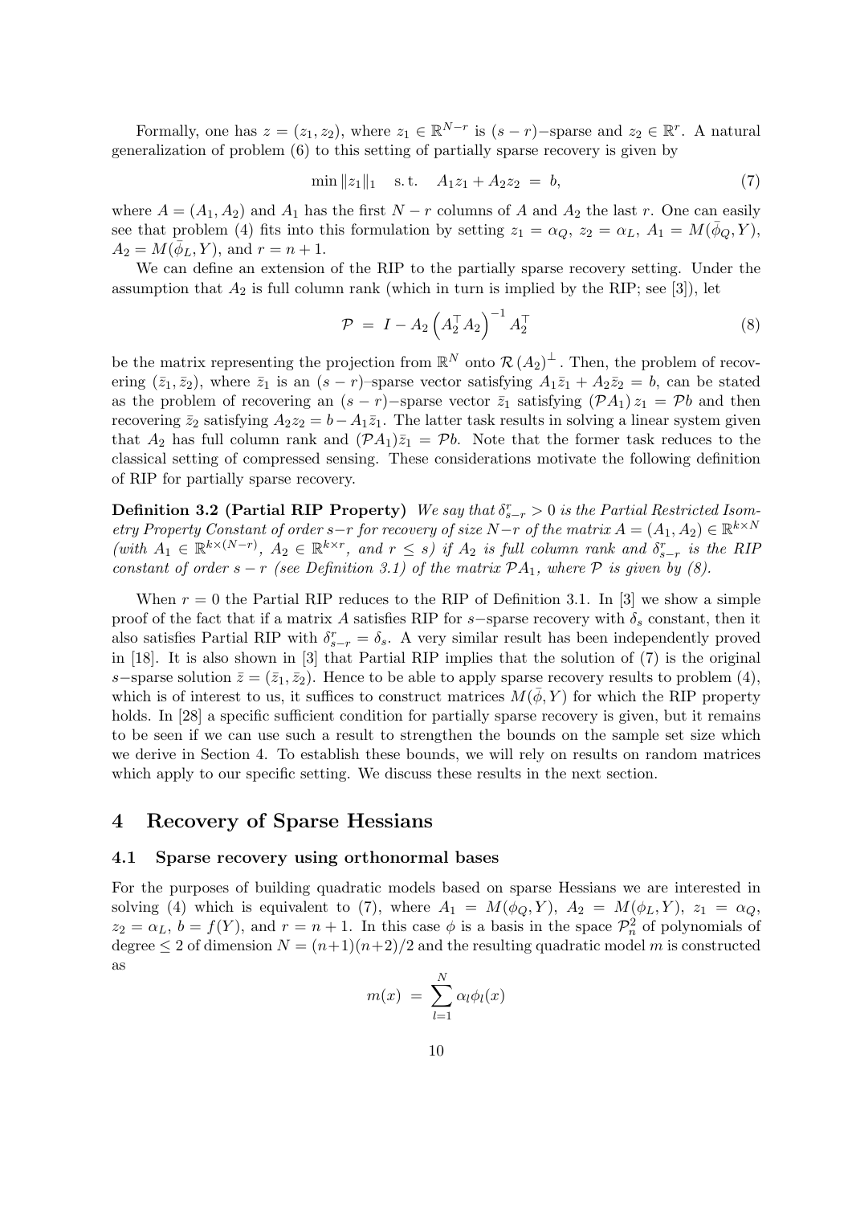Formally, one has $z = (z_1, z_2)$, where $z_1 \in \mathbb{R}^{N-r}$ is $(s-r)$−sparse and $z_2 \in \mathbb{R}^r$. A natural generalization of problem (6) to this setting of partially sparse recovery is given by

$$\min \|z_1\|_1 \quad \text{s.t.} \quad A_1 z_1 + A_2 z_2 \;=\; b, \tag{7}$$

where $A = (A_1, A_2)$ and $A_1$ has the first $N - r$ columns of $A$ and $A_2$ the last $r$. One can easily see that problem (4) fits into this formulation by setting $z_1 = \alpha_Q$, $z_2 = \alpha_L$, $A_1 = M(\bar{\phi}_Q, Y)$, $A_2 = M(\bar{\phi}_L, Y)$, and $r = n + 1$.

We can define an extension of the RIP to the partially sparse recovery setting. Under the assumption that $A_2$ is full column rank (which in turn is implied by the RIP; see [3]), let

$$\mathcal{P} \;=\; I - A_2 \left(A_2^\top A_2\right)^{-1} A_2^\top \tag{8}$$

be the matrix representing the projection from $\mathbb{R}^N$ onto $\mathcal{R}(A_2)^\perp$. Then, the problem of recovering $(\bar{z}_1, \bar{z}_2)$, where $\bar{z}_1$ is an $(s-r)$–sparse vector satisfying $A_1 \bar{z}_1 + A_2 \bar{z}_2 = b$, can be stated as the problem of recovering an $(s-r)$−sparse vector $\bar{z}_1$ satisfying $(\mathcal{P}A_1) z_1 = \mathcal{P}b$ and then recovering $\bar{z}_2$ satisfying $A_2 z_2 = b - A_1 \bar{z}_1$. The latter task results in solving a linear system given that $A_2$ has full column rank and $(\mathcal{P}A_1)\bar{z}_1 = \mathcal{P}b$. Note that the former task reduces to the classical setting of compressed sensing. These considerations motivate the following definition of RIP for partially sparse recovery.

**Definition 3.2 (Partial RIP Property)** *We say that $\delta_{s-r}^r > 0$ is the Partial Restricted Isometry Property Constant of order $s-r$ for recovery of size $N-r$ of the matrix $A = (A_1, A_2) \in \mathbb{R}^{k \times N}$ (with $A_1 \in \mathbb{R}^{k \times (N-r)}$, $A_2 \in \mathbb{R}^{k \times r}$, and $r \le s$) if $A_2$ is full column rank and $\delta_{s-r}^r$ is the RIP constant of order $s-r$ (see Definition 3.1) of the matrix $\mathcal{P}A_1$, where $\mathcal{P}$ is given by (8).*

When $r = 0$ the Partial RIP reduces to the RIP of Definition 3.1. In [3] we show a simple proof of the fact that if a matrix $A$ satisfies RIP for $s$−sparse recovery with $\delta_s$ constant, then it also satisfies Partial RIP with $\delta_{s-r}^r = \delta_s$. A very similar result has been independently proved in [18]. It is also shown in [3] that Partial RIP implies that the solution of (7) is the original $s$−sparse solution $\bar{z} = (\bar{z}_1, \bar{z}_2)$. Hence to be able to apply sparse recovery results to problem (4), which is of interest to us, it suffices to construct matrices $M(\bar{\phi}, Y)$ for which the RIP property holds. In [28] a specific sufficient condition for partially sparse recovery is given, but it remains to be seen if we can use such a result to strengthen the bounds on the sample set size which we derive in Section 4. To establish these bounds, we will rely on results on random matrices which apply to our specific setting. We discuss these results in the next section.

# 4 Recovery of Sparse Hessians

## 4.1 Sparse recovery using orthonormal bases

For the purposes of building quadratic models based on sparse Hessians we are interested in solving (4) which is equivalent to (7), where $A_1 = M(\phi_Q, Y)$, $A_2 = M(\phi_L, Y)$, $z_1 = \alpha_Q$, $z_2 = \alpha_L$, $b = f(Y)$, and $r = n + 1$. In this case $\phi$ is a basis in the space $\mathcal{P}_n^2$ of polynomials of degree $\le 2$ of dimension $N = (n+1)(n+2)/2$ and the resulting quadratic model $m$ is constructed as

$$m(x) \;=\; \sum_{l=1}^{N} \alpha_l \phi_l(x)$$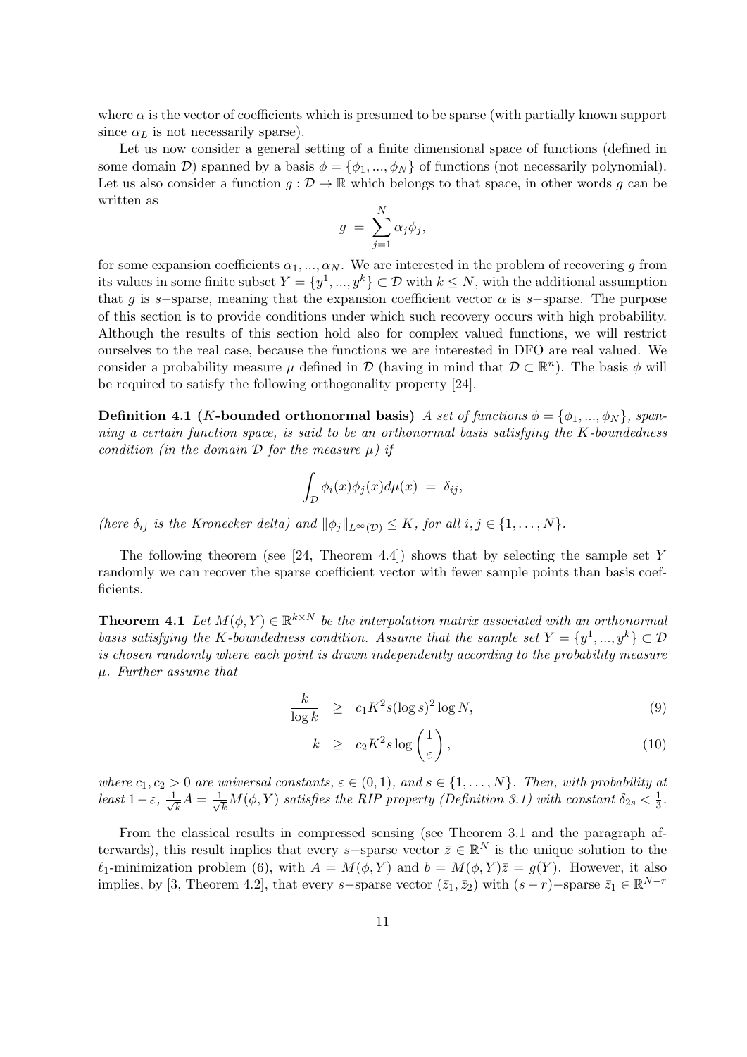where $\alpha$ is the vector of coefficients which is presumed to be sparse (with partially known support since $\alpha_L$ is not necessarily sparse).

Let us now consider a general setting of a finite dimensional space of functions (defined in some domain $\mathcal{D}$) spanned by a basis $\phi = \{\phi_1, ..., \phi_N\}$ of functions (not necessarily polynomial). Let us also consider a function $g : \mathcal{D} \to \mathbb{R}$ which belongs to that space, in other words $g$ can be written as

$$
g \; = \; \sum_{j=1}^{N} \alpha_j \phi_j,
$$

for some expansion coefficients $\alpha_1, ..., \alpha_N$. We are interested in the problem of recovering $g$ from its values in some finite subset $Y = \{y^1, ..., y^k\} \subset \mathcal{D}$ with $k \leq N$, with the additional assumption that $g$ is $s-$sparse, meaning that the expansion coefficient vector $\alpha$ is $s-$sparse. The purpose of this section is to provide conditions under which such recovery occurs with high probability. Although the results of this section hold also for complex valued functions, we will restrict ourselves to the real case, because the functions we are interested in DFO are real valued. We consider a probability measure $\mu$ defined in $\mathcal{D}$ (having in mind that $\mathcal{D} \subset \mathbb{R}^n$). The basis $\phi$ will be required to satisfy the following orthogonality property [24].

**Definition 4.1 ($K$-bounded orthonormal basis)** *A set of functions $\phi = \{\phi_1, ..., \phi_N\}$, spanning a certain function space, is said to be an orthonormal basis satisfying the $K$-boundedness condition (in the domain $\mathcal{D}$ for the measure $\mu$) if*

$$
\int_{\mathcal{D}} \phi_i(x) \phi_j(x) d\mu(x) \; = \; \delta_{ij},
$$

*(here $\delta_{ij}$ is the Kronecker delta) and $\|\phi_j\|_{L^\infty(\mathcal{D})} \leq K$, for all $i, j \in \{1, \ldots, N\}$.*

The following theorem (see [24, Theorem 4.4]) shows that by selecting the sample set $Y$ randomly we can recover the sparse coefficient vector with fewer sample points than basis coefficients.

**Theorem 4.1** *Let $M(\phi, Y) \in \mathbb{R}^{k \times N}$ be the interpolation matrix associated with an orthonormal basis satisfying the $K$-boundedness condition. Assume that the sample set $Y = \{y^1, ..., y^k\} \subset \mathcal{D}$ is chosen randomly where each point is drawn independently according to the probability measure $\mu$. Further assume that*

$$
\frac{k}{\log k} \;\; \geq \;\; c_1 K^2 s (\log s)^2 \log N, \tag{9}
$$

$$
k \;\; \geq \;\; c_2 K^2 s \log \left( \frac{1}{\varepsilon} \right), \tag{10}
$$

*where $c_1, c_2 > 0$ are universal constants, $\varepsilon \in (0,1)$, and $s \in \{1, \ldots, N\}$. Then, with probability at least $1 - \varepsilon$, $\frac{1}{\sqrt{k}} A = \frac{1}{\sqrt{k}} M(\phi, Y)$ satisfies the RIP property (Definition 3.1) with constant $\delta_{2s} < \frac{1}{3}$.*

From the classical results in compressed sensing (see Theorem 3.1 and the paragraph afterwards), this result implies that every $s-$sparse vector $\bar{z} \in \mathbb{R}^N$ is the unique solution to the $\ell_1$-minimization problem (6), with $A = M(\phi, Y)$ and $b = M(\phi, Y)\bar{z} = g(Y)$. However, it also implies, by [3, Theorem 4.2], that every $s-$sparse vector $(\bar{z}_1, \bar{z}_2)$ with $(s - r)-$sparse $\bar{z}_1 \in \mathbb{R}^{N-r}$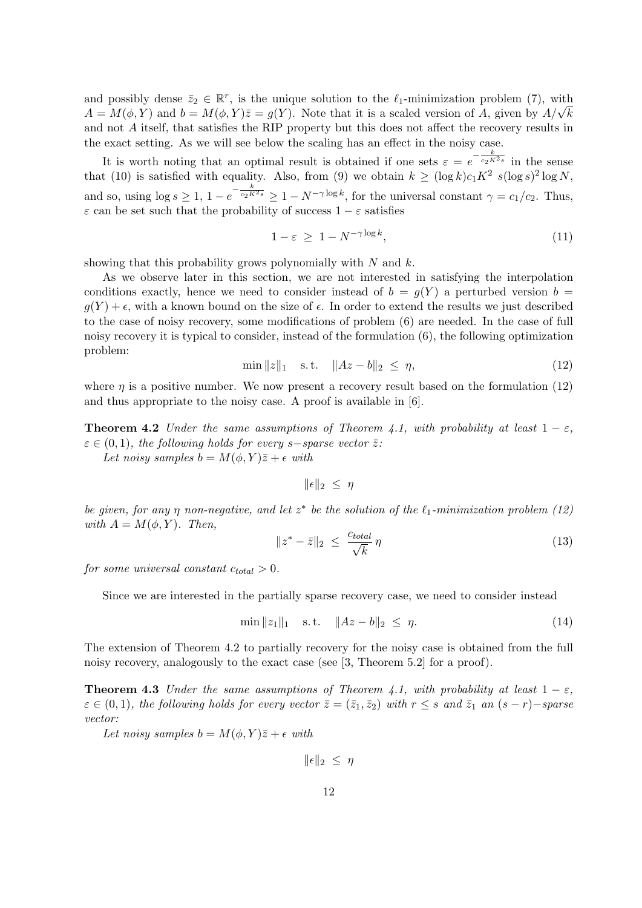and possibly dense $\bar{z}_2 \in \mathbb{R}^r$, is the unique solution to the $\ell_1$-minimization problem (7), with $A = M(\phi, Y)$ and $b = M(\phi, Y)\bar{z} = g(Y)$. Note that it is a scaled version of $A$, given by $A/\sqrt{k}$ and not $A$ itself, that satisfies the RIP property but this does not affect the recovery results in the exact setting. As we will see below the scaling has an effect in the noisy case.

It is worth noting that an optimal result is obtained if one sets $\varepsilon = e^{-\frac{k}{c_2 K^2 s}}$ in the sense that (10) is satisfied with equality. Also, from (9) we obtain $k \geq (\log k) c_1 K^2 \; s (\log s)^2 \log N$, and so, using $\log s \geq 1$, $1 - e^{-\frac{k}{c_2 K^2 s}} \geq 1 - N^{-\gamma \log k}$, for the universal constant $\gamma = c_1/c_2$. Thus, $\varepsilon$ can be set such that the probability of success $1 - \varepsilon$ satisfies

$$1 - \varepsilon \;\geq\; 1 - N^{-\gamma \log k}, \tag{11}$$

showing that this probability grows polynomially with $N$ and $k$.

As we observe later in this section, we are not interested in satisfying the interpolation conditions exactly, hence we need to consider instead of $b = g(Y)$ a perturbed version $b = g(Y) + \epsilon$, with a known bound on the size of $\epsilon$. In order to extend the results we just described to the case of noisy recovery, some modifications of problem (6) are needed. In the case of full noisy recovery it is typical to consider, instead of the formulation (6), the following optimization problem:

$$\min \|z\|_1 \quad \text{s.t.} \quad \|Az - b\|_2 \;\leq\; \eta, \tag{12}$$

where $\eta$ is a positive number. We now present a recovery result based on the formulation (12) and thus appropriate to the noisy case. A proof is available in [6].

**Theorem 4.2** *Under the same assumptions of Theorem 4.1, with probability at least $1 - \varepsilon$, $\varepsilon \in (0, 1)$, the following holds for every $s-$sparse vector $\bar{z}$:*

*Let noisy samples $b = M(\phi, Y)\bar{z} + \epsilon$ with*

$$\|\epsilon\|_2 \;\leq\; \eta$$

*be given, for any $\eta$ non-negative, and let $z^*$ be the solution of the $\ell_1$-minimization problem (12) with $A = M(\phi, Y)$. Then,*

$$\|z^* - \bar{z}\|_2 \;\leq\; \frac{c_{total}}{\sqrt{k}}\, \eta \tag{13}$$

*for some universal constant $c_{total} > 0$.*

Since we are interested in the partially sparse recovery case, we need to consider instead

$$\min \|z_1\|_1 \quad \text{s.t.} \quad \|Az - b\|_2 \;\leq\; \eta. \tag{14}$$

The extension of Theorem 4.2 to partially recovery for the noisy case is obtained from the full noisy recovery, analogously to the exact case (see [3, Theorem 5.2] for a proof).

**Theorem 4.3** *Under the same assumptions of Theorem 4.1, with probability at least $1 - \varepsilon$, $\varepsilon \in (0, 1)$, the following holds for every vector $\bar{z} = (\bar{z}_1, \bar{z}_2)$ with $r \leq s$ and $\bar{z}_1$ an $(s - r)-$sparse vector:*

*Let noisy samples $b = M(\phi, Y)\bar{z} + \epsilon$ with*

$$\|\epsilon\|_2 \;\leq\; \eta$$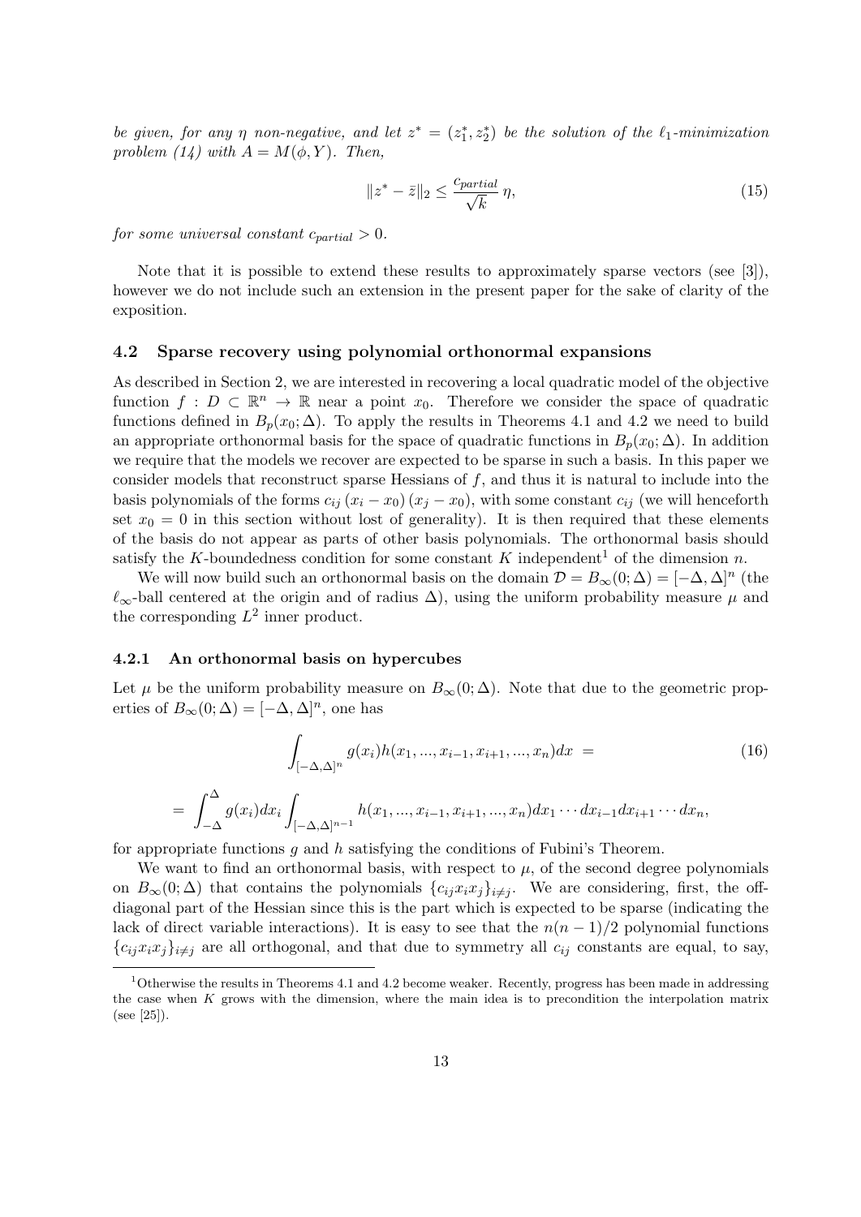*be given, for any $\eta$ non-negative, and let $z^* = (z_1^*, z_2^*)$ be the solution of the $\ell_1$-minimization problem (14) with $A = M(\phi, Y)$. Then,*

$$\|z^* - \bar{z}\|_2 \leq \frac{c_{partial}}{\sqrt{k}} \eta, \tag{15}$$

*for some universal constant $c_{partial} > 0$.*

Note that it is possible to extend these results to approximately sparse vectors (see [3]), however we do not include such an extension in the present paper for the sake of clarity of the exposition.

### 4.2 Sparse recovery using polynomial orthonormal expansions

As described in Section 2, we are interested in recovering a local quadratic model of the objective function $f : D \subset \mathbb{R}^n \to \mathbb{R}$ near a point $x_0$. Therefore we consider the space of quadratic functions defined in $B_p(x_0; \Delta)$. To apply the results in Theorems 4.1 and 4.2 we need to build an appropriate orthonormal basis for the space of quadratic functions in $B_p(x_0; \Delta)$. In addition we require that the models we recover are expected to be sparse in such a basis. In this paper we consider models that reconstruct sparse Hessians of $f$, and thus it is natural to include into the basis polynomials of the forms $c_{ij}(x_i - x_0)(x_j - x_0)$, with some constant $c_{ij}$ (we will henceforth set $x_0 = 0$ in this section without lost of generality). It is then required that these elements of the basis do not appear as parts of other basis polynomials. The orthonormal basis should satisfy the $K$-boundedness condition for some constant $K$ independent[1] of the dimension $n$.

We will now build such an orthonormal basis on the domain $\mathcal{D} = B_\infty(0; \Delta) = [-\Delta, \Delta]^n$ (the $\ell_\infty$-ball centered at the origin and of radius $\Delta$), using the uniform probability measure $\mu$ and the corresponding $L^2$ inner product.

#### 4.2.1 An orthonormal basis on hypercubes

Let $\mu$ be the uniform probability measure on $B_\infty(0; \Delta)$. Note that due to the geometric properties of $B_\infty(0; \Delta) = [-\Delta, \Delta]^n$, one has

$$\int_{[-\Delta,\Delta]^n} g(x_i) h(x_1, ..., x_{i-1}, x_{i+1}, ..., x_n) dx = \tag{16}$$

$$= \int_{-\Delta}^{\Delta} g(x_i) dx_i \int_{[-\Delta,\Delta]^{n-1}} h(x_1, ..., x_{i-1}, x_{i+1}, ..., x_n) dx_1 \cdots dx_{i-1} dx_{i+1} \cdots dx_n,$$

for appropriate functions $g$ and $h$ satisfying the conditions of Fubini's Theorem.

We want to find an orthonormal basis, with respect to $\mu$, of the second degree polynomials on $B_\infty(0; \Delta)$ that contains the polynomials $\{c_{ij} x_i x_j\}_{i \neq j}$. We are considering, first, the off-diagonal part of the Hessian since this is the part which is expected to be sparse (indicating the lack of direct variable interactions). It is easy to see that the $n(n-1)/2$ polynomial functions $\{c_{ij} x_i x_j\}_{i \neq j}$ are all orthogonal, and that due to symmetry all $c_{ij}$ constants are equal, to say,

[1] Otherwise the results in Theorems 4.1 and 4.2 become weaker. Recently, progress has been made in addressing the case when $K$ grows with the dimension, where the main idea is to precondition the interpolation matrix (see [25]).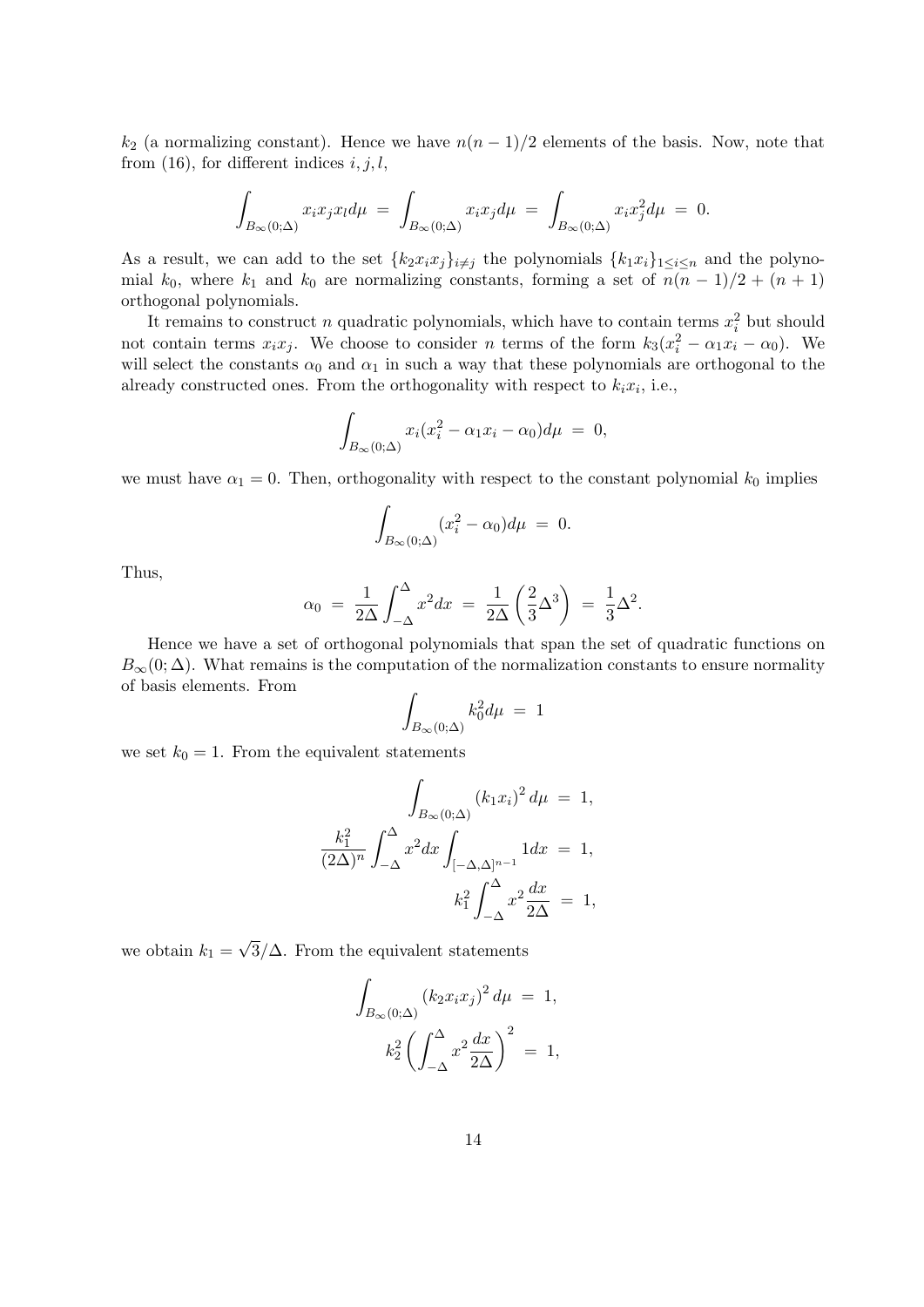$k_2$ (a normalizing constant). Hence we have $n(n-1)/2$ elements of the basis. Now, note that from (16), for different indices $i, j, l$,

$$\int_{B_\infty(0;\Delta)} x_i x_j x_l d\mu \;=\; \int_{B_\infty(0;\Delta)} x_i x_j d\mu \;=\; \int_{B_\infty(0;\Delta)} x_i x_j^2 d\mu \;=\; 0.$$

As a result, we can add to the set $\{k_2 x_i x_j\}_{i \neq j}$ the polynomials $\{k_1 x_i\}_{1 \leq i \leq n}$ and the polynomial $k_0$, where $k_1$ and $k_0$ are normalizing constants, forming a set of $n(n-1)/2 + (n+1)$ orthogonal polynomials.

It remains to construct $n$ quadratic polynomials, which have to contain terms $x_i^2$ but should not contain terms $x_i x_j$. We choose to consider $n$ terms of the form $k_3(x_i^2 - \alpha_1 x_i - \alpha_0)$. We will select the constants $\alpha_0$ and $\alpha_1$ in such a way that these polynomials are orthogonal to the already constructed ones. From the orthogonality with respect to $k_i x_i$, i.e.,

$$\int_{B_\infty(0;\Delta)} x_i (x_i^2 - \alpha_1 x_i - \alpha_0) d\mu \;=\; 0,$$

we must have $\alpha_1 = 0$. Then, orthogonality with respect to the constant polynomial $k_0$ implies

$$\int_{B_\infty(0;\Delta)} (x_i^2 - \alpha_0) d\mu \;=\; 0.$$

Thus,

$$\alpha_0 \;=\; \frac{1}{2\Delta} \int_{-\Delta}^{\Delta} x^2 dx \;=\; \frac{1}{2\Delta} \left( \frac{2}{3} \Delta^3 \right) \;=\; \frac{1}{3} \Delta^2.$$

Hence we have a set of orthogonal polynomials that span the set of quadratic functions on $B_\infty(0;\Delta)$. What remains is the computation of the normalization constants to ensure normality of basis elements. From

$$\int_{B_\infty(0;\Delta)} k_0^2 d\mu \;=\; 1$$

we set $k_0 = 1$. From the equivalent statements

$$\begin{aligned}
\int_{B_\infty(0;\Delta)} (k_1 x_i)^2 d\mu \;&=\; 1, \\
\frac{k_1^2}{(2\Delta)^n} \int_{-\Delta}^{\Delta} x^2 dx \int_{[-\Delta,\Delta]^{n-1}} 1 dx \;&=\; 1, \\
k_1^2 \int_{-\Delta}^{\Delta} x^2 \frac{dx}{2\Delta} \;&=\; 1,
\end{aligned}$$

we obtain $k_1 = \sqrt{3}/\Delta$. From the equivalent statements

$$\begin{aligned}
\int_{B_\infty(0;\Delta)} (k_2 x_i x_j)^2 d\mu \;&=\; 1, \\
k_2^2 \left( \int_{-\Delta}^{\Delta} x^2 \frac{dx}{2\Delta} \right)^2 \;&=\; 1,
\end{aligned}$$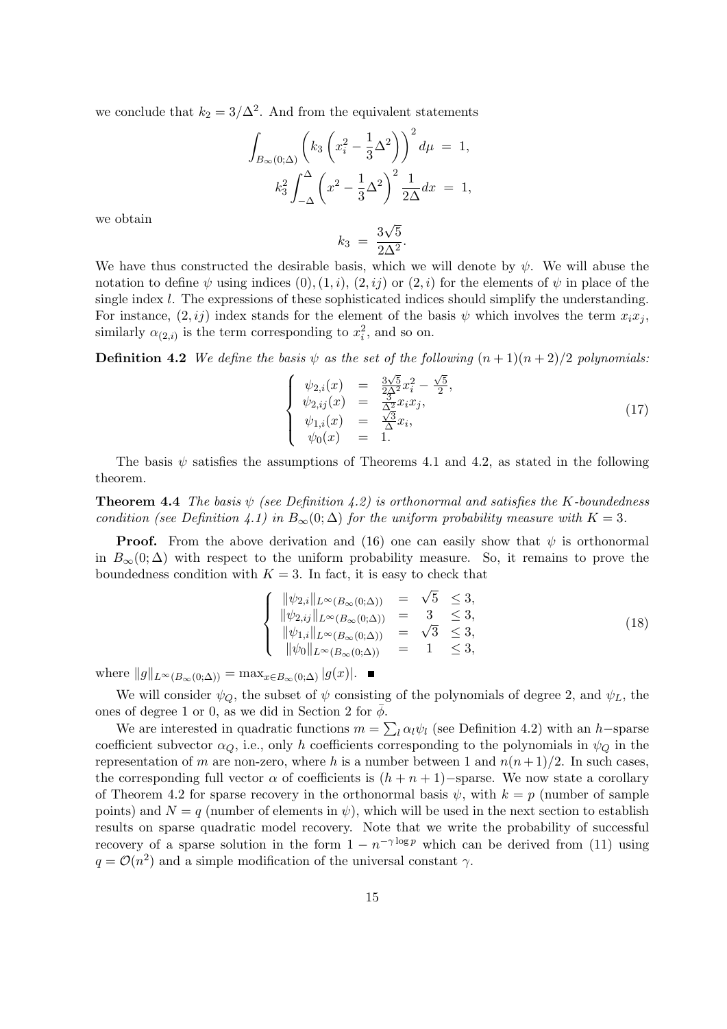we conclude that $k_2 = 3/\Delta^2$. And from the equivalent statements

$$\int_{B_\infty(0;\Delta)} \left( k_3 \left( x_i^2 - \frac{1}{3}\Delta^2 \right) \right)^2 d\mu \;=\; 1,$$

$$k_3^2 \int_{-\Delta}^{\Delta} \left( x^2 - \frac{1}{3}\Delta^2 \right)^2 \frac{1}{2\Delta} dx \;=\; 1,$$

we obtain

$$k_3 \;=\; \frac{3\sqrt{5}}{2\Delta^2}.$$

We have thus constructed the desirable basis, which we will denote by $\psi$. We will abuse the notation to define $\psi$ using indices $(0), (1,i), (2,ij)$ or $(2,i)$ for the elements of $\psi$ in place of the single index $l$. The expressions of these sophisticated indices should simplify the understanding. For instance, $(2,ij)$ index stands for the element of the basis $\psi$ which involves the term $x_i x_j$, similarly $\alpha_{(2,i)}$ is the term corresponding to $x_i^2$, and so on.

**Definition 4.2** *We define the basis $\psi$ as the set of the following $(n+1)(n+2)/2$ polynomials:*

$$\left\{ \begin{array}{rcl} \psi_{2,i}(x) & = & \frac{3\sqrt{5}}{2\Delta^2} x_i^2 - \frac{\sqrt{5}}{2}, \\ \psi_{2,ij}(x) & = & \frac{3}{\Delta^2} x_i x_j, \\ \psi_{1,i}(x) & = & \frac{\sqrt{3}}{\Delta} x_i, \\ \psi_0(x) & = & 1. \end{array} \right. \tag{17}$$

The basis $\psi$ satisfies the assumptions of Theorems 4.1 and 4.2, as stated in the following theorem.

**Theorem 4.4** *The basis $\psi$ (see Definition 4.2) is orthonormal and satisfies the $K$-boundedness condition (see Definition 4.1) in $B_\infty(0;\Delta)$ for the uniform probability measure with $K = 3$.*

**Proof.** From the above derivation and (16) one can easily show that $\psi$ is orthonormal in $B_\infty(0;\Delta)$ with respect to the uniform probability measure. So, it remains to prove the boundedness condition with $K = 3$. In fact, it is easy to check that

$$\left\{ \begin{array}{rcll} \|\psi_{2,i}\|_{L^\infty(B_\infty(0;\Delta))} & = & \sqrt{5} & \leq 3, \\ \|\psi_{2,ij}\|_{L^\infty(B_\infty(0;\Delta))} & = & 3 & \leq 3, \\ \|\psi_{1,i}\|_{L^\infty(B_\infty(0;\Delta))} & = & \sqrt{3} & \leq 3, \\ \|\psi_0\|_{L^\infty(B_\infty(0;\Delta))} & = & 1 & \leq 3, \end{array} \right. \tag{18}$$

where $\|g\|_{L^\infty(B_\infty(0;\Delta))} = \max_{x \in B_\infty(0;\Delta)} |g(x)|$. ■

We will consider $\psi_Q$, the subset of $\psi$ consisting of the polynomials of degree 2, and $\psi_L$, the ones of degree 1 or 0, as we did in Section 2 for $\bar{\phi}$.

We are interested in quadratic functions $m = \sum_l \alpha_l \psi_l$ (see Definition 4.2) with an $h-$sparse coefficient subvector $\alpha_Q$, i.e., only $h$ coefficients corresponding to the polynomials in $\psi_Q$ in the representation of $m$ are non-zero, where $h$ is a number between 1 and $n(n+1)/2$. In such cases, the corresponding full vector $\alpha$ of coefficients is $(h+n+1)-$sparse. We now state a corollary of Theorem 4.2 for sparse recovery in the orthonormal basis $\psi$, with $k = p$ (number of sample points) and $N = q$ (number of elements in $\psi$), which will be used in the next section to establish results on sparse quadratic model recovery. Note that we write the probability of successful recovery of a sparse solution in the form $1 - n^{-\gamma \log p}$ which can be derived from (11) using $q = \mathcal{O}(n^2)$ and a simple modification of the universal constant $\gamma$.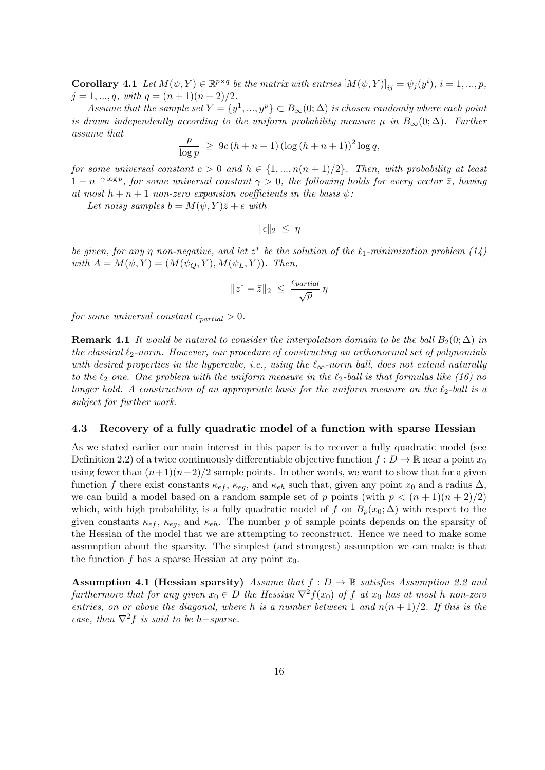**Corollary 4.1** *Let $M(\psi, Y) \in \mathbb{R}^{p \times q}$ be the matrix with entries $[M(\psi, Y)]_{ij} = \psi_j(y^i)$, $i = 1, ..., p$, $j = 1, ..., q$, with $q = (n+1)(n+2)/2$.*

*Assume that the sample set $Y = \{y^1, ..., y^p\} \subset B_\infty(0; \Delta)$ is chosen randomly where each point is drawn independently according to the uniform probability measure $\mu$ in $B_\infty(0; \Delta)$. Further assume that*

$$\frac{p}{\log p} \ \geq \ 9c\,(h+n+1)\,(\log(h+n+1))^2 \log q,$$

*for some universal constant $c > 0$ and $h \in \{1, ..., n(n+1)/2\}$. Then, with probability at least $1 - n^{-\gamma \log p}$, for some universal constant $\gamma > 0$, the following holds for every vector $\bar{z}$, having at most $h+n+1$ non-zero expansion coefficients in the basis $\psi$:*

*Let noisy samples $b = M(\psi, Y)\bar{z} + \epsilon$ with*

$$\|\epsilon\|_2 \ \leq \ \eta$$

*be given, for any $\eta$ non-negative, and let $z^*$ be the solution of the $\ell_1$-minimization problem (14) with $A = M(\psi, Y) = (M(\psi_Q, Y), M(\psi_L, Y))$. Then,*

$$\|z^* - \bar{z}\|_2 \ \leq \ \frac{c_{partial}}{\sqrt{p}}\,\eta$$

*for some universal constant $c_{partial} > 0$.*

**Remark 4.1** *It would be natural to consider the interpolation domain to be the ball $B_2(0; \Delta)$ in the classical $\ell_2$-norm. However, our procedure of constructing an orthonormal set of polynomials with desired properties in the hypercube, i.e., using the $\ell_\infty$-norm ball, does not extend naturally to the $\ell_2$ one. One problem with the uniform measure in the $\ell_2$-ball is that formulas like (16) no longer hold. A construction of an appropriate basis for the uniform measure on the $\ell_2$-ball is a subject for further work.*

### 4.3 Recovery of a fully quadratic model of a function with sparse Hessian

As we stated earlier our main interest in this paper is to recover a fully quadratic model (see Definition 2.2) of a twice continuously differentiable objective function $f : D \to \mathbb{R}$ near a point $x_0$ using fewer than $(n+1)(n+2)/2$ sample points. In other words, we want to show that for a given function $f$ there exist constants $\kappa_{ef}$, $\kappa_{eg}$, and $\kappa_{eh}$ such that, given any point $x_0$ and a radius $\Delta$, we can build a model based on a random sample set of $p$ points (with $p < (n+1)(n+2)/2$) which, with high probability, is a fully quadratic model of $f$ on $B_p(x_0; \Delta)$ with respect to the given constants $\kappa_{ef}$, $\kappa_{eg}$, and $\kappa_{eh}$. The number $p$ of sample points depends on the sparsity of the Hessian of the model that we are attempting to reconstruct. Hence we need to make some assumption about the sparsity. The simplest (and strongest) assumption we can make is that the function $f$ has a sparse Hessian at any point $x_0$.

**Assumption 4.1 (Hessian sparsity)** *Assume that $f : D \to \mathbb{R}$ satisfies Assumption 2.2 and furthermore that for any given $x_0 \in D$ the Hessian $\nabla^2 f(x_0)$ of $f$ at $x_0$ has at most $h$ non-zero entries, on or above the diagonal, where $h$ is a number between 1 and $n(n+1)/2$. If this is the case, then $\nabla^2 f$ is said to be $h-$sparse.*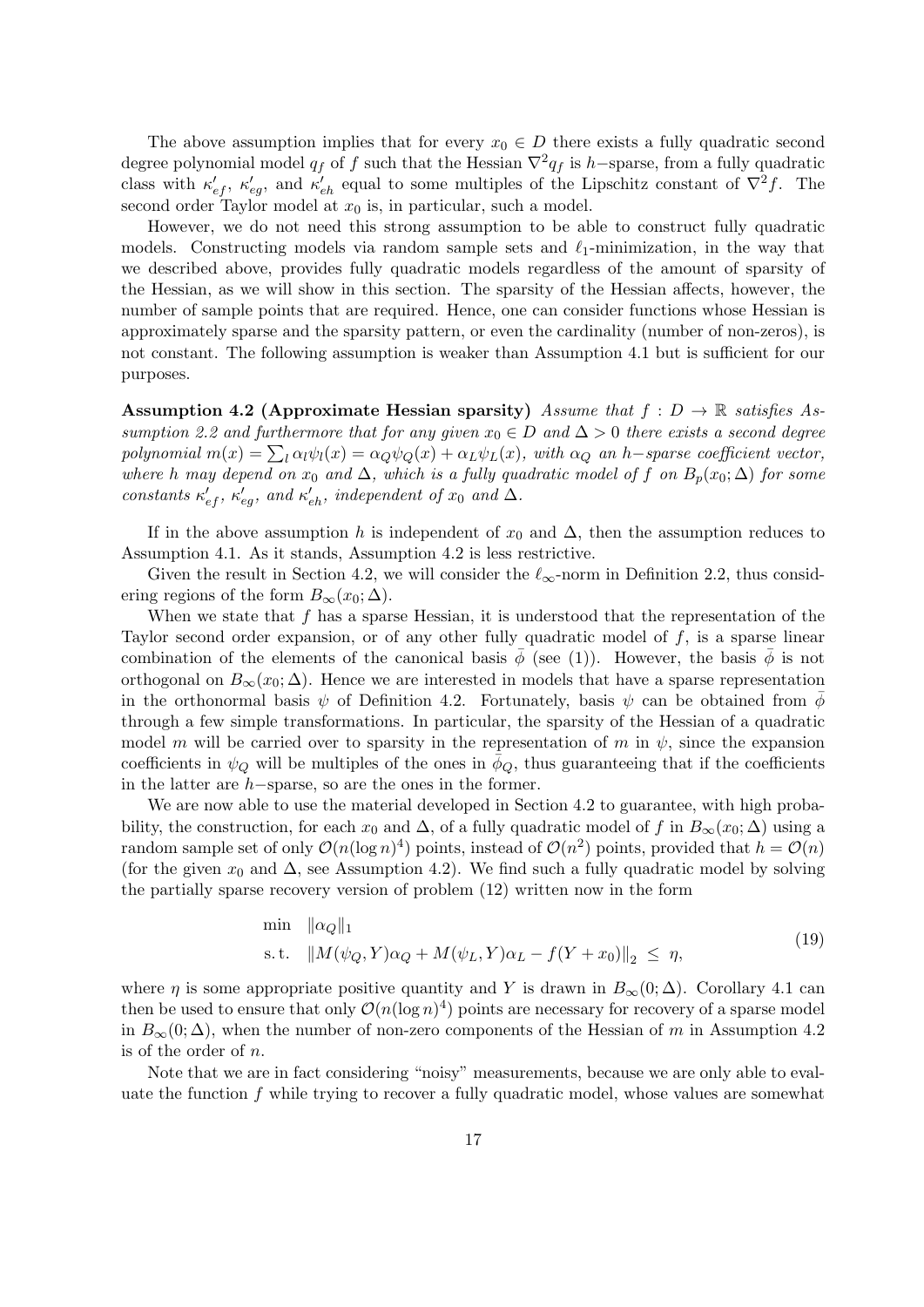The above assumption implies that for every $x_0 \in D$ there exists a fully quadratic second degree polynomial model $q_f$ of $f$ such that the Hessian $\nabla^2 q_f$ is $h-$sparse, from a fully quadratic class with $\kappa'_{ef}$, $\kappa'_{eg}$, and $\kappa'_{eh}$ equal to some multiples of the Lipschitz constant of $\nabla^2 f$. The second order Taylor model at $x_0$ is, in particular, such a model.

However, we do not need this strong assumption to be able to construct fully quadratic models. Constructing models via random sample sets and $\ell_1$-minimization, in the way that we described above, provides fully quadratic models regardless of the amount of sparsity of the Hessian, as we will show in this section. The sparsity of the Hessian affects, however, the number of sample points that are required. Hence, one can consider functions whose Hessian is approximately sparse and the sparsity pattern, or even the cardinality (number of non-zeros), is not constant. The following assumption is weaker than Assumption 4.1 but is sufficient for our purposes.

**Assumption 4.2 (Approximate Hessian sparsity)** *Assume that $f : D \to \mathbb{R}$ satisfies Assumption 2.2 and furthermore that for any given $x_0 \in D$ and $\Delta > 0$ there exists a second degree polynomial $m(x) = \sum_l \alpha_l \psi_l(x) = \alpha_Q \psi_Q(x) + \alpha_L \psi_L(x)$, with $\alpha_Q$ an $h-$sparse coefficient vector, where $h$ may depend on $x_0$ and $\Delta$, which is a fully quadratic model of $f$ on $B_p(x_0; \Delta)$ for some constants $\kappa'_{ef}$, $\kappa'_{eg}$, and $\kappa'_{eh}$, independent of $x_0$ and $\Delta$.*

If in the above assumption $h$ is independent of $x_0$ and $\Delta$, then the assumption reduces to Assumption 4.1. As it stands, Assumption 4.2 is less restrictive.

Given the result in Section 4.2, we will consider the $\ell_\infty$-norm in Definition 2.2, thus considering regions of the form $B_\infty(x_0; \Delta)$.

When we state that $f$ has a sparse Hessian, it is understood that the representation of the Taylor second order expansion, or of any other fully quadratic model of $f$, is a sparse linear combination of the elements of the canonical basis $\bar{\phi}$ (see (1)). However, the basis $\bar{\phi}$ is not orthogonal on $B_\infty(x_0; \Delta)$. Hence we are interested in models that have a sparse representation in the orthonormal basis $\psi$ of Definition 4.2. Fortunately, basis $\psi$ can be obtained from $\bar{\phi}$ through a few simple transformations. In particular, the sparsity of the Hessian of a quadratic model $m$ will be carried over to sparsity in the representation of $m$ in $\psi$, since the expansion coefficients in $\psi_Q$ will be multiples of the ones in $\bar{\phi}_Q$, thus guaranteeing that if the coefficients in the latter are $h-$sparse, so are the ones in the former.

We are now able to use the material developed in Section 4.2 to guarantee, with high probability, the construction, for each $x_0$ and $\Delta$, of a fully quadratic model of $f$ in $B_\infty(x_0; \Delta)$ using a random sample set of only $\mathcal{O}(n(\log n)^4)$ points, instead of $\mathcal{O}(n^2)$ points, provided that $h = \mathcal{O}(n)$ (for the given $x_0$ and $\Delta$, see Assumption 4.2). We find such a fully quadratic model by solving the partially sparse recovery version of problem (12) written now in the form

$$
\begin{aligned}
\min \quad & \|\alpha_Q\|_1 \\
\text{s.t.} \quad & \|M(\psi_Q, Y)\alpha_Q + M(\psi_L, Y)\alpha_L - f(Y + x_0)\|_2 \leq \eta,
\end{aligned}
\tag{19}
$$

where $\eta$ is some appropriate positive quantity and $Y$ is drawn in $B_\infty(0; \Delta)$. Corollary 4.1 can then be used to ensure that only $\mathcal{O}(n(\log n)^4)$ points are necessary for recovery of a sparse model in $B_\infty(0; \Delta)$, when the number of non-zero components of the Hessian of $m$ in Assumption 4.2 is of the order of $n$.

Note that we are in fact considering "noisy" measurements, because we are only able to evaluate the function $f$ while trying to recover a fully quadratic model, whose values are somewhat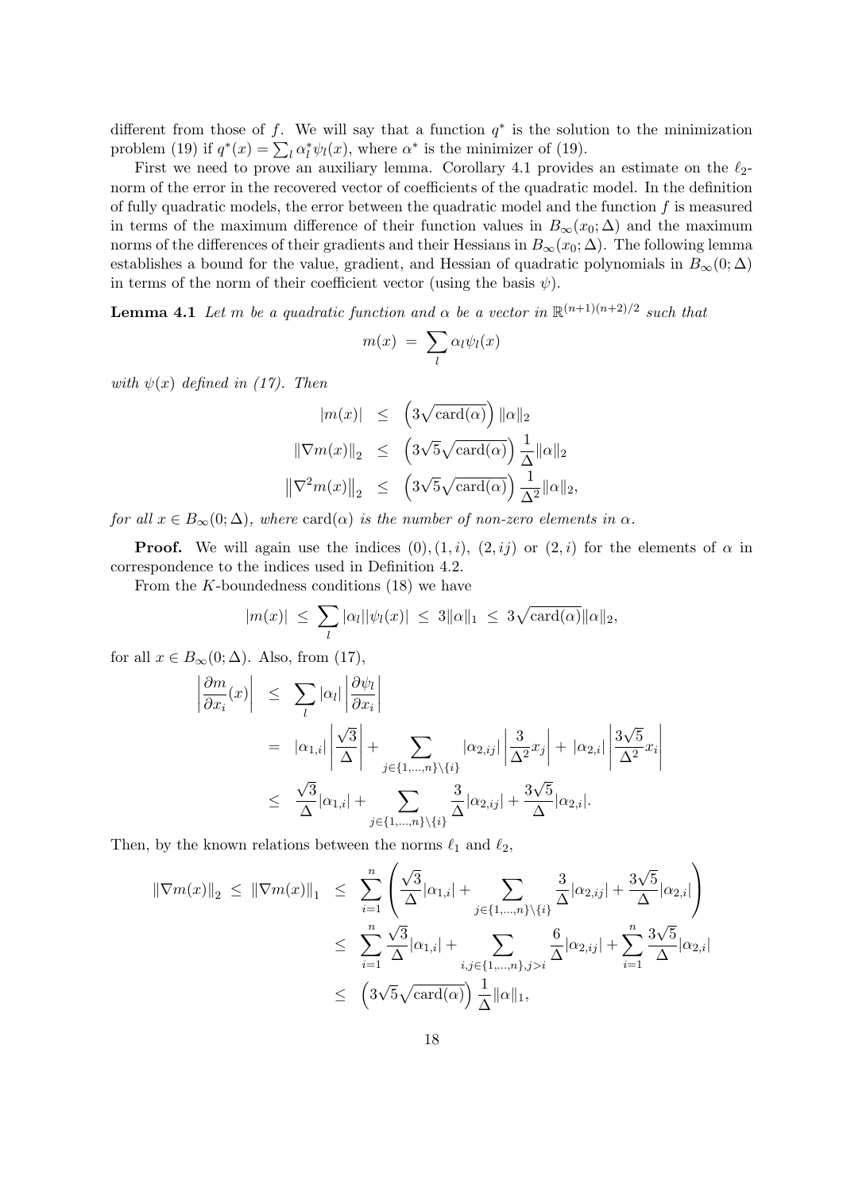different from those of $f$. We will say that a function $q^*$ is the solution to the minimization problem (19) if $q^*(x) = \sum_l \alpha_l^* \psi_l(x)$, where $\alpha^*$ is the minimizer of (19).

First we need to prove an auxiliary lemma. Corollary 4.1 provides an estimate on the $\ell_2$-norm of the error in the recovered vector of coefficients of the quadratic model. In the definition of fully quadratic models, the error between the quadratic model and the function $f$ is measured in terms of the maximum difference of their function values in $B_\infty(x_0;\Delta)$ and the maximum norms of the differences of their gradients and their Hessians in $B_\infty(x_0;\Delta)$. The following lemma establishes a bound for the value, gradient, and Hessian of quadratic polynomials in $B_\infty(0;\Delta)$ in terms of the norm of their coefficient vector (using the basis $\psi$).

**Lemma 4.1** *Let $m$ be a quadratic function and $\alpha$ be a vector in $\mathbb{R}^{(n+1)(n+2)/2}$ such that*

$$m(x) \;=\; \sum_l \alpha_l \psi_l(x)$$

*with $\psi(x)$ defined in (17). Then*

$$\begin{aligned}
|m(x)| &\leq \left(3\sqrt{\operatorname{card}(\alpha)}\right)\|\alpha\|_2 \\
\|\nabla m(x)\|_2 &\leq \left(3\sqrt{5}\sqrt{\operatorname{card}(\alpha)}\right)\frac{1}{\Delta}\|\alpha\|_2 \\
\left\|\nabla^2 m(x)\right\|_2 &\leq \left(3\sqrt{5}\sqrt{\operatorname{card}(\alpha)}\right)\frac{1}{\Delta^2}\|\alpha\|_2,
\end{aligned}$$

*for all $x \in B_\infty(0;\Delta)$, where $\operatorname{card}(\alpha)$ is the number of non-zero elements in $\alpha$.*

**Proof.** We will again use the indices $(0), (1,i)$, $(2,ij)$ or $(2,i)$ for the elements of $\alpha$ in correspondence to the indices used in Definition 4.2.

From the $K$-boundedness conditions (18) we have

$$|m(x)| \;\leq\; \sum_l |\alpha_l||\psi_l(x)| \;\leq\; 3\|\alpha\|_1 \;\leq\; 3\sqrt{\operatorname{card}(\alpha)}\|\alpha\|_2,$$

for all $x \in B_\infty(0;\Delta)$. Also, from (17),

$$\begin{aligned}
\left|\frac{\partial m}{\partial x_i}(x)\right| &\leq \sum_l |\alpha_l| \left|\frac{\partial \psi_l}{\partial x_i}\right| \\
&= |\alpha_{1,i}| \left|\frac{\sqrt{3}}{\Delta}\right| + \sum_{j\in\{1,\ldots,n\}\setminus\{i\}} |\alpha_{2,ij}| \left|\frac{3}{\Delta^2}x_j\right| + |\alpha_{2,i}| \left|\frac{3\sqrt{5}}{\Delta^2}x_i\right| \\
&\leq \frac{\sqrt{3}}{\Delta}|\alpha_{1,i}| + \sum_{j\in\{1,\ldots,n\}\setminus\{i\}} \frac{3}{\Delta}|\alpha_{2,ij}| + \frac{3\sqrt{5}}{\Delta}|\alpha_{2,i}|.
\end{aligned}$$

Then, by the known relations between the norms $\ell_1$ and $\ell_2$,

$$\begin{aligned}
\|\nabla m(x)\|_2 \;\leq\; \|\nabla m(x)\|_1 &\leq \sum_{i=1}^n \left(\frac{\sqrt{3}}{\Delta}|\alpha_{1,i}| + \sum_{j\in\{1,\ldots,n\}\setminus\{i\}} \frac{3}{\Delta}|\alpha_{2,ij}| + \frac{3\sqrt{5}}{\Delta}|\alpha_{2,i}|\right) \\
&\leq \sum_{i=1}^n \frac{\sqrt{3}}{\Delta}|\alpha_{1,i}| + \sum_{i,j\in\{1,\ldots,n\},j>i} \frac{6}{\Delta}|\alpha_{2,ij}| + \sum_{i=1}^n \frac{3\sqrt{5}}{\Delta}|\alpha_{2,i}| \\
&\leq \left(3\sqrt{5}\sqrt{\operatorname{card}(\alpha)}\right)\frac{1}{\Delta}\|\alpha\|_1,
\end{aligned}$$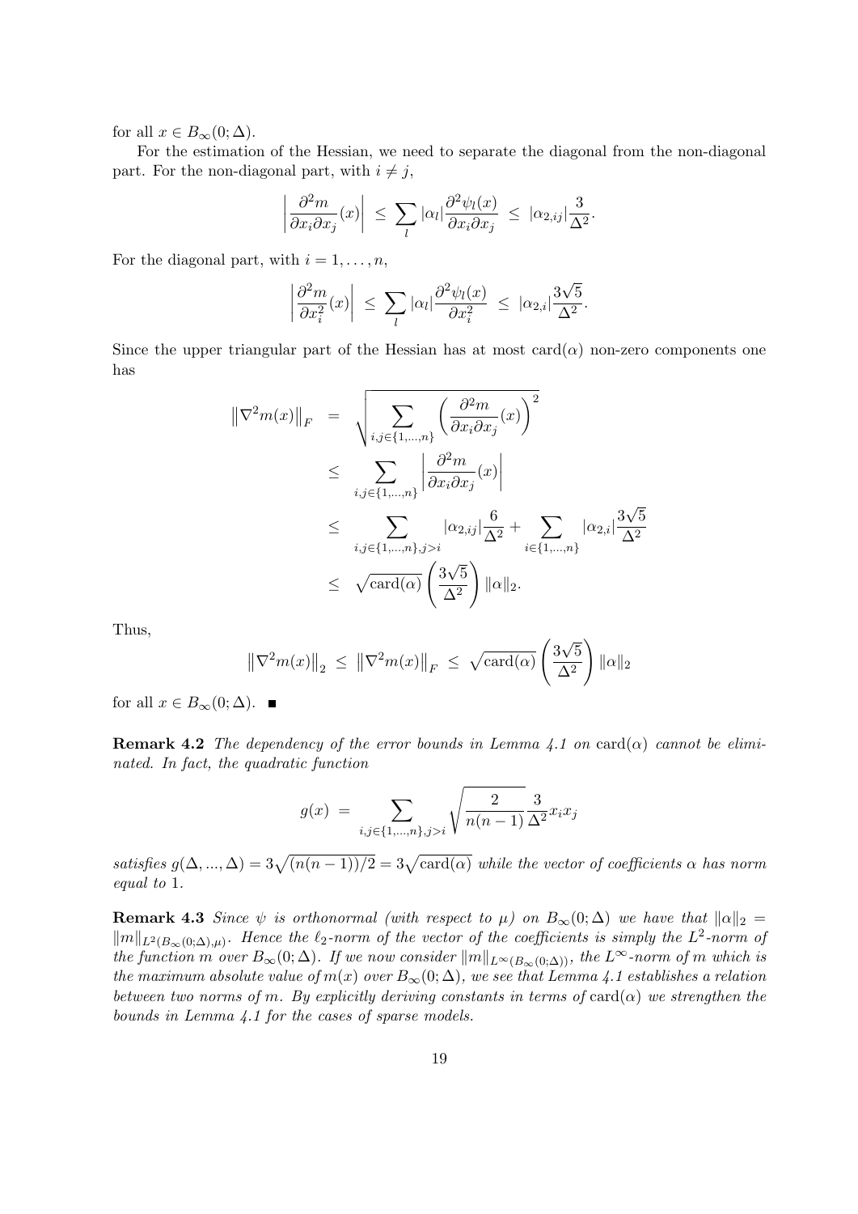for all $x \in B_\infty(0;\Delta)$.

For the estimation of the Hessian, we need to separate the diagonal from the non-diagonal part. For the non-diagonal part, with $i \neq j$,

$$
\left|\frac{\partial^2 m}{\partial x_i \partial x_j}(x)\right| \;\leq\; \sum_l |\alpha_l| \frac{\partial^2 \psi_l(x)}{\partial x_i \partial x_j} \;\leq\; |\alpha_{2,ij}| \frac{3}{\Delta^2}.
$$

For the diagonal part, with $i = 1, \ldots, n$,

$$
\left|\frac{\partial^2 m}{\partial x_i^2}(x)\right| \;\leq\; \sum_l |\alpha_l| \frac{\partial^2 \psi_l(x)}{\partial x_i^2} \;\leq\; |\alpha_{2,i}| \frac{3\sqrt{5}}{\Delta^2}.
$$

Since the upper triangular part of the Hessian has at most $\mathrm{card}(\alpha)$ non-zero components one has

$$
\begin{aligned}
\left\|\nabla^2 m(x)\right\|_F &= \sqrt{\sum_{i,j \in \{1,\ldots,n\}} \left(\frac{\partial^2 m}{\partial x_i \partial x_j}(x)\right)^2} \\
&\leq \sum_{i,j \in \{1,\ldots,n\}} \left|\frac{\partial^2 m}{\partial x_i \partial x_j}(x)\right| \\
&\leq \sum_{i,j \in \{1,\ldots,n\}, j>i} |\alpha_{2,ij}| \frac{6}{\Delta^2} + \sum_{i \in \{1,\ldots,n\}} |\alpha_{2,i}| \frac{3\sqrt{5}}{\Delta^2} \\
&\leq \sqrt{\mathrm{card}(\alpha)} \left(\frac{3\sqrt{5}}{\Delta^2}\right) \|\alpha\|_2.
\end{aligned}
$$

Thus,

$$
\left\|\nabla^2 m(x)\right\|_2 \;\leq\; \left\|\nabla^2 m(x)\right\|_F \;\leq\; \sqrt{\mathrm{card}(\alpha)} \left(\frac{3\sqrt{5}}{\Delta^2}\right) \|\alpha\|_2
$$

for all $x \in B_\infty(0;\Delta)$. ∎

**Remark 4.2** *The dependency of the error bounds in Lemma 4.1 on* $\mathrm{card}(\alpha)$ *cannot be eliminated. In fact, the quadratic function*

$$
g(x) \;=\; \sum_{i,j \in \{1,\ldots,n\}, j>i} \sqrt{\frac{2}{n(n-1)}} \frac{3}{\Delta^2} x_i x_j
$$

*satisfies* $g(\Delta, ..., \Delta) = 3\sqrt{(n(n-1))/2} = 3\sqrt{\mathrm{card}(\alpha)}$ *while the vector of coefficients* $\alpha$ *has norm equal to* 1.

**Remark 4.3** *Since* $\psi$ *is orthonormal (with respect to* $\mu$*) on* $B_\infty(0;\Delta)$ *we have that* $\|\alpha\|_2 = \|m\|_{L^2(B_\infty(0;\Delta),\mu)}$. *Hence the* $\ell_2$*-norm of the vector of the coefficients is simply the* $L^2$*-norm of the function* $m$ *over* $B_\infty(0;\Delta)$. *If we now consider* $\|m\|_{L^\infty(B_\infty(0;\Delta))}$, *the* $L^\infty$*-norm of* $m$ *which is the maximum absolute value of* $m(x)$ *over* $B_\infty(0;\Delta)$, *we see that Lemma 4.1 establishes a relation between two norms of* $m$. *By explicitly deriving constants in terms of* $\mathrm{card}(\alpha)$ *we strengthen the bounds in Lemma 4.1 for the cases of sparse models.*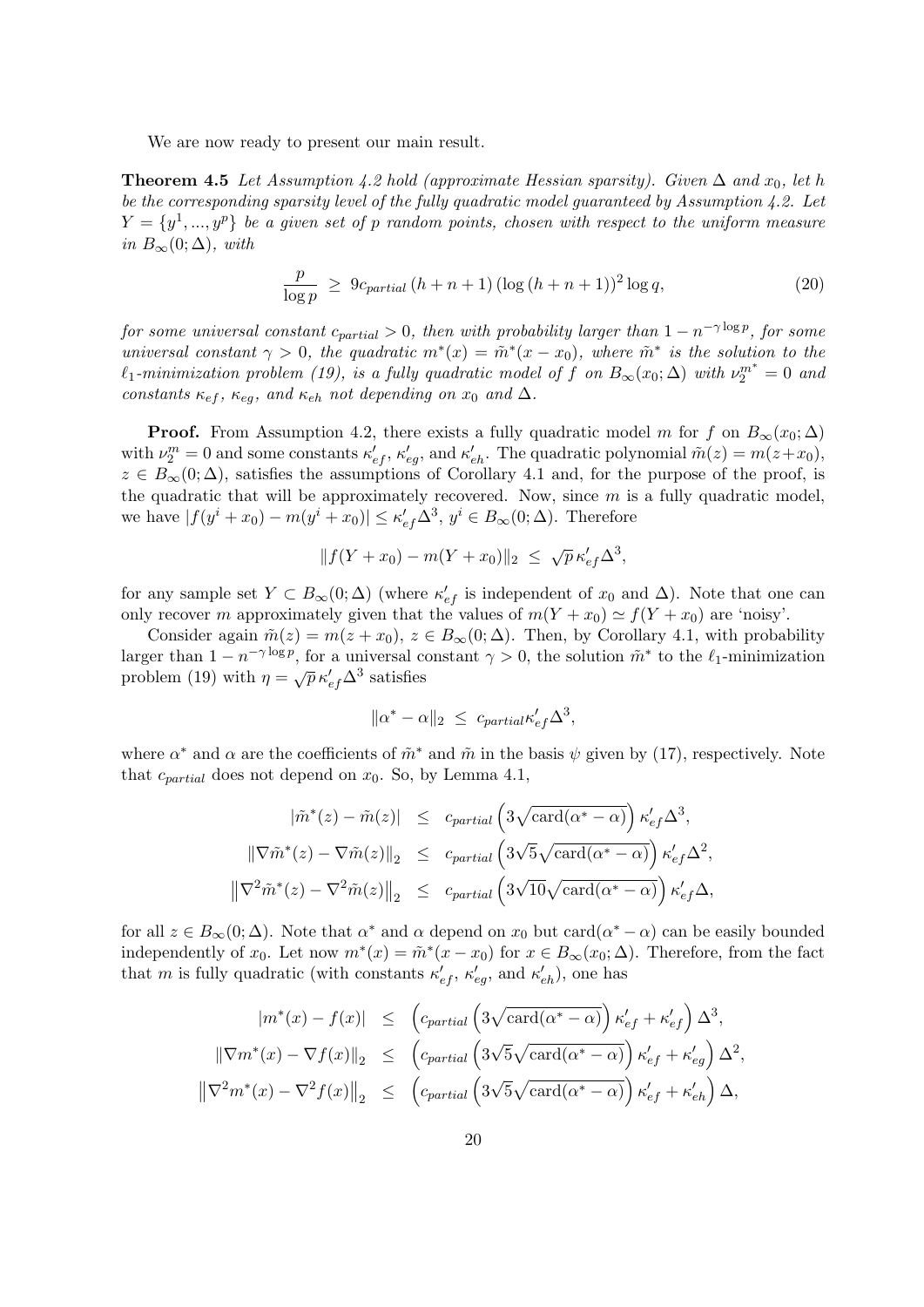We are now ready to present our main result.

**Theorem 4.5** *Let Assumption 4.2 hold (approximate Hessian sparsity). Given $\Delta$ and $x_0$, let $h$ be the corresponding sparsity level of the fully quadratic model guaranteed by Assumption 4.2. Let $Y = \{y^1, ..., y^p\}$ be a given set of $p$ random points, chosen with respect to the uniform measure in $B_\infty(0;\Delta)$, with*

$$\frac{p}{\log p} \;\geq\; 9c_{partial}\,(h+n+1)\,(\log\,(h+n+1))^2 \log q, \tag{20}$$

*for some universal constant $c_{partial} > 0$, then with probability larger than $1 - n^{-\gamma \log p}$, for some universal constant $\gamma > 0$, the quadratic $m^*(x) = \tilde{m}^*(x - x_0)$, where $\tilde{m}^*$ is the solution to the $\ell_1$-minimization problem (19), is a fully quadratic model of $f$ on $B_\infty(x_0;\Delta)$ with $\nu_2^{m^*} = 0$ and constants $\kappa_{ef}$, $\kappa_{eg}$, and $\kappa_{eh}$ not depending on $x_0$ and $\Delta$.*

**Proof.** From Assumption 4.2, there exists a fully quadratic model $m$ for $f$ on $B_\infty(x_0;\Delta)$ with $\nu_2^m = 0$ and some constants $\kappa'_{ef}$, $\kappa'_{eg}$, and $\kappa'_{eh}$. The quadratic polynomial $\tilde{m}(z) = m(z+x_0)$, $z \in B_\infty(0;\Delta)$, satisfies the assumptions of Corollary 4.1 and, for the purpose of the proof, is the quadratic that will be approximately recovered. Now, since $m$ is a fully quadratic model, we have $|f(y^i + x_0) - m(y^i + x_0)| \leq \kappa'_{ef}\Delta^3$, $y^i \in B_\infty(0;\Delta)$. Therefore

$$\|f(Y + x_0) - m(Y + x_0)\|_2 \;\leq\; \sqrt{p}\,\kappa'_{ef}\Delta^3,$$

for any sample set $Y \subset B_\infty(0;\Delta)$ (where $\kappa'_{ef}$ is independent of $x_0$ and $\Delta$). Note that one can only recover $m$ approximately given that the values of $m(Y + x_0) \simeq f(Y + x_0)$ are 'noisy'.

Consider again $\tilde{m}(z) = m(z + x_0)$, $z \in B_\infty(0;\Delta)$. Then, by Corollary 4.1, with probability larger than $1 - n^{-\gamma \log p}$, for a universal constant $\gamma > 0$, the solution $\tilde{m}^*$ to the $\ell_1$-minimization problem (19) with $\eta = \sqrt{p}\,\kappa'_{ef}\Delta^3$ satisfies

$$\|\alpha^* - \alpha\|_2 \;\leq\; c_{partial}\kappa'_{ef}\Delta^3,$$

where $\alpha^*$ and $\alpha$ are the coefficients of $\tilde{m}^*$ and $\tilde{m}$ in the basis $\psi$ given by (17), respectively. Note that $c_{partial}$ does not depend on $x_0$. So, by Lemma 4.1,

$$\begin{aligned}
|\tilde{m}^*(z) - \tilde{m}(z)| \;&\leq\; c_{partial}\left(3\sqrt{\mathrm{card}(\alpha^* - \alpha)}\right)\kappa'_{ef}\Delta^3,\\
\|\nabla\tilde{m}^*(z) - \nabla\tilde{m}(z)\|_2 \;&\leq\; c_{partial}\left(3\sqrt{5}\sqrt{\mathrm{card}(\alpha^* - \alpha)}\right)\kappa'_{ef}\Delta^2,\\
\left\|\nabla^2\tilde{m}^*(z) - \nabla^2\tilde{m}(z)\right\|_2 \;&\leq\; c_{partial}\left(3\sqrt{10}\sqrt{\mathrm{card}(\alpha^* - \alpha)}\right)\kappa'_{ef}\Delta,
\end{aligned}$$

for all $z \in B_\infty(0;\Delta)$. Note that $\alpha^*$ and $\alpha$ depend on $x_0$ but $\mathrm{card}(\alpha^* - \alpha)$ can be easily bounded independently of $x_0$. Let now $m^*(x) = \tilde{m}^*(x - x_0)$ for $x \in B_\infty(x_0;\Delta)$. Therefore, from the fact that $m$ is fully quadratic (with constants $\kappa'_{ef}$, $\kappa'_{eg}$, and $\kappa'_{eh}$), one has

$$\begin{aligned}
|m^*(x) - f(x)| \;&\leq\; \left(c_{partial}\left(3\sqrt{\mathrm{card}(\alpha^* - \alpha)}\right)\kappa'_{ef} + \kappa'_{ef}\right)\Delta^3,\\
\|\nabla m^*(x) - \nabla f(x)\|_2 \;&\leq\; \left(c_{partial}\left(3\sqrt{5}\sqrt{\mathrm{card}(\alpha^* - \alpha)}\right)\kappa'_{ef} + \kappa'_{eg}\right)\Delta^2,\\
\left\|\nabla^2 m^*(x) - \nabla^2 f(x)\right\|_2 \;&\leq\; \left(c_{partial}\left(3\sqrt{5}\sqrt{\mathrm{card}(\alpha^* - \alpha)}\right)\kappa'_{ef} + \kappa'_{eh}\right)\Delta,
\end{aligned}$$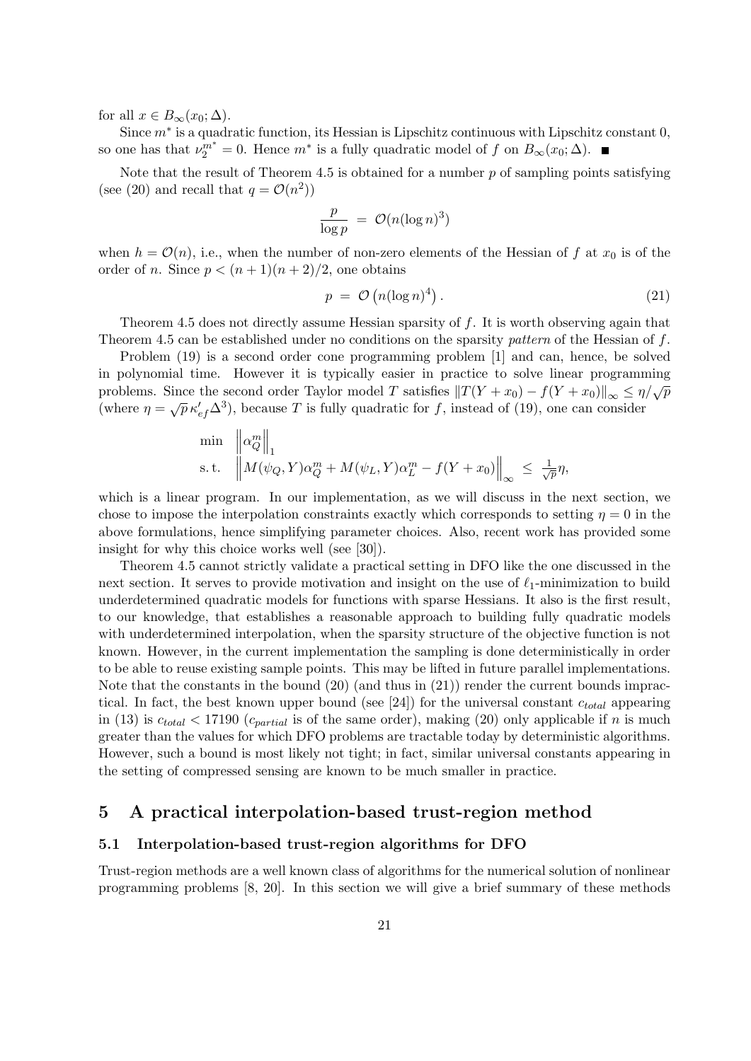for all $x \in B_\infty(x_0; \Delta)$.

Since $m^*$ is a quadratic function, its Hessian is Lipschitz continuous with Lipschitz constant 0, so one has that $\nu_2^{m^*} = 0$. Hence $m^*$ is a fully quadratic model of $f$ on $B_\infty(x_0; \Delta)$. ■

Note that the result of Theorem 4.5 is obtained for a number $p$ of sampling points satisfying (see (20) and recall that $q = \mathcal{O}(n^2)$)

$$\frac{p}{\log p} \;=\; \mathcal{O}(n(\log n)^3)$$

when $h = \mathcal{O}(n)$, i.e., when the number of non-zero elements of the Hessian of $f$ at $x_0$ is of the order of $n$. Since $p < (n+1)(n+2)/2$, one obtains

$$p \;=\; \mathcal{O}\left(n(\log n)^4\right). \tag{21}$$

Theorem 4.5 does not directly assume Hessian sparsity of $f$. It is worth observing again that Theorem 4.5 can be established under no conditions on the sparsity *pattern* of the Hessian of $f$.

Problem (19) is a second order cone programming problem [1] and can, hence, be solved in polynomial time. However it is typically easier in practice to solve linear programming problems. Since the second order Taylor model $T$ satisfies $\|T(Y + x_0) - f(Y + x_0)\|_\infty \leq \eta/\sqrt{p}$ (where $\eta = \sqrt{p}\,\kappa'_{ef}\Delta^3$), because $T$ is fully quadratic for $f$, instead of (19), one can consider

$$\begin{array}{ll} \min & \left\|\alpha_Q^m\right\|_1 \\ \text{s. t.} & \left\|M(\psi_Q, Y)\alpha_Q^m + M(\psi_L, Y)\alpha_L^m - f(Y + x_0)\right\|_\infty \;\leq\; \frac{1}{\sqrt{p}}\eta, \end{array}$$

which is a linear program. In our implementation, as we will discuss in the next section, we chose to impose the interpolation constraints exactly which corresponds to setting $\eta = 0$ in the above formulations, hence simplifying parameter choices. Also, recent work has provided some insight for why this choice works well (see [30]).

Theorem 4.5 cannot strictly validate a practical setting in DFO like the one discussed in the next section. It serves to provide motivation and insight on the use of $\ell_1$-minimization to build underdetermined quadratic models for functions with sparse Hessians. It also is the first result, to our knowledge, that establishes a reasonable approach to building fully quadratic models with underdetermined interpolation, when the sparsity structure of the objective function is not known. However, in the current implementation the sampling is done deterministically in order to be able to reuse existing sample points. This may be lifted in future parallel implementations. Note that the constants in the bound (20) (and thus in (21)) render the current bounds impractical. In fact, the best known upper bound (see [24]) for the universal constant $c_{total}$ appearing in (13) is $c_{total} < 17190$ ($c_{partial}$ is of the same order), making (20) only applicable if $n$ is much greater than the values for which DFO problems are tractable today by deterministic algorithms. However, such a bound is most likely not tight; in fact, similar universal constants appearing in the setting of compressed sensing are known to be much smaller in practice.

# 5 A practical interpolation-based trust-region method

## 5.1 Interpolation-based trust-region algorithms for DFO

Trust-region methods are a well known class of algorithms for the numerical solution of nonlinear programming problems [8, 20]. In this section we will give a brief summary of these methods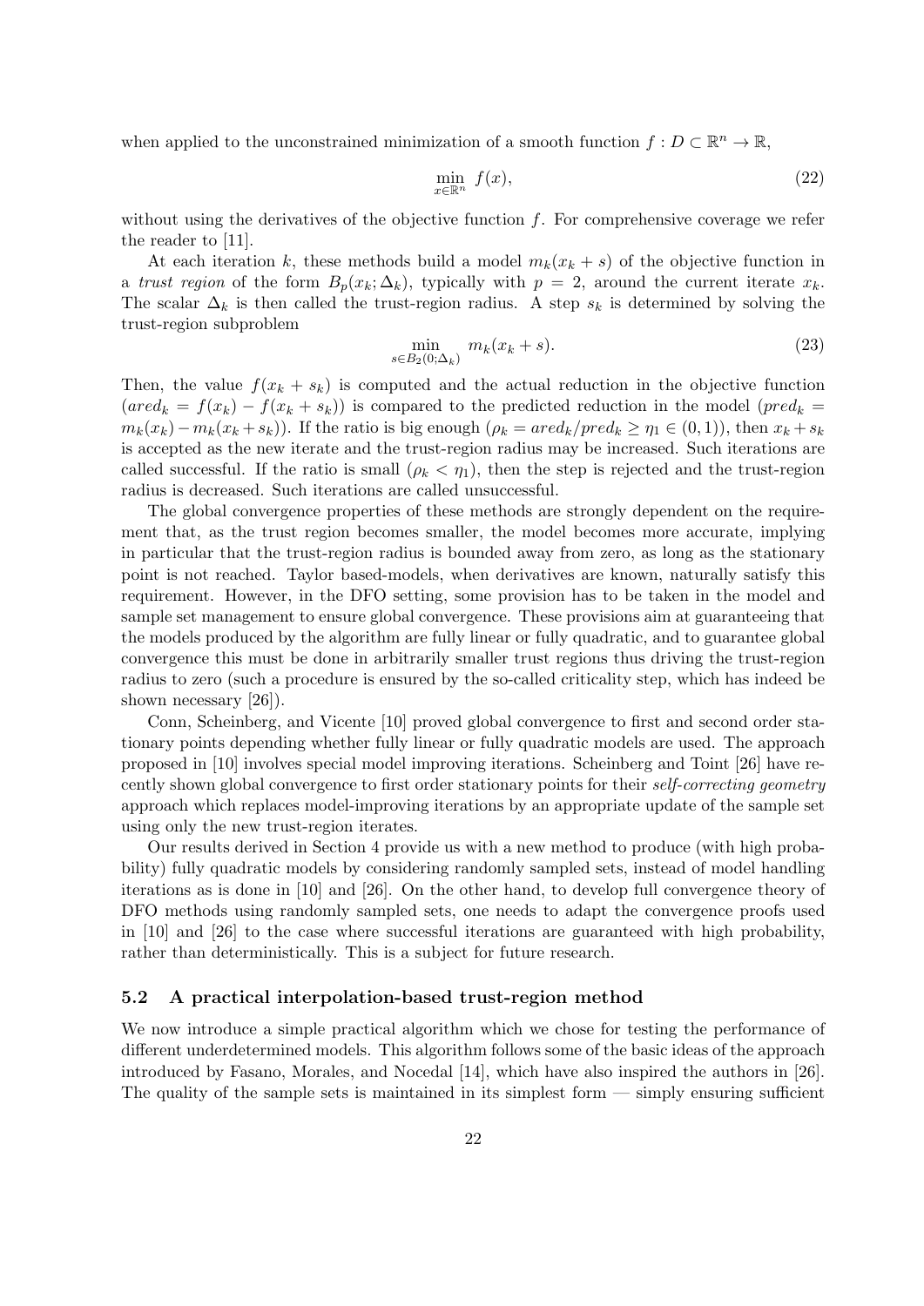when applied to the unconstrained minimization of a smooth function $f : D \subset \mathbb{R}^n \to \mathbb{R}$,

$$\min_{x \in \mathbb{R}^n} \; f(x), \tag{22}$$

without using the derivatives of the objective function $f$. For comprehensive coverage we refer the reader to [11].

At each iteration $k$, these methods build a model $m_k(x_k + s)$ of the objective function in a *trust region* of the form $B_p(x_k; \Delta_k)$, typically with $p = 2$, around the current iterate $x_k$. The scalar $\Delta_k$ is then called the trust-region radius. A step $s_k$ is determined by solving the trust-region subproblem

$$\min_{s \in B_2(0;\Delta_k)} \; m_k(x_k + s). \tag{23}$$

Then, the value $f(x_k + s_k)$ is computed and the actual reduction in the objective function ($ared_k = f(x_k) - f(x_k + s_k)$) is compared to the predicted reduction in the model ($pred_k = m_k(x_k) - m_k(x_k + s_k)$). If the ratio is big enough ($\rho_k = ared_k/pred_k \geq \eta_1 \in (0, 1)$), then $x_k + s_k$ is accepted as the new iterate and the trust-region radius may be increased. Such iterations are called successful. If the ratio is small ($\rho_k < \eta_1$), then the step is rejected and the trust-region radius is decreased. Such iterations are called unsuccessful.

The global convergence properties of these methods are strongly dependent on the requirement that, as the trust region becomes smaller, the model becomes more accurate, implying in particular that the trust-region radius is bounded away from zero, as long as the stationary point is not reached. Taylor based-models, when derivatives are known, naturally satisfy this requirement. However, in the DFO setting, some provision has to be taken in the model and sample set management to ensure global convergence. These provisions aim at guaranteeing that the models produced by the algorithm are fully linear or fully quadratic, and to guarantee global convergence this must be done in arbitrarily smaller trust regions thus driving the trust-region radius to zero (such a procedure is ensured by the so-called criticality step, which has indeed be shown necessary [26]).

Conn, Scheinberg, and Vicente [10] proved global convergence to first and second order stationary points depending whether fully linear or fully quadratic models are used. The approach proposed in [10] involves special model improving iterations. Scheinberg and Toint [26] have recently shown global convergence to first order stationary points for their *self-correcting geometry* approach which replaces model-improving iterations by an appropriate update of the sample set using only the new trust-region iterates.

Our results derived in Section 4 provide us with a new method to produce (with high probability) fully quadratic models by considering randomly sampled sets, instead of model handling iterations as is done in [10] and [26]. On the other hand, to develop full convergence theory of DFO methods using randomly sampled sets, one needs to adapt the convergence proofs used in [10] and [26] to the case where successful iterations are guaranteed with high probability, rather than deterministically. This is a subject for future research.

### 5.2 A practical interpolation-based trust-region method

We now introduce a simple practical algorithm which we chose for testing the performance of different underdetermined models. This algorithm follows some of the basic ideas of the approach introduced by Fasano, Morales, and Nocedal [14], which have also inspired the authors in [26]. The quality of the sample sets is maintained in its simplest form — simply ensuring sufficient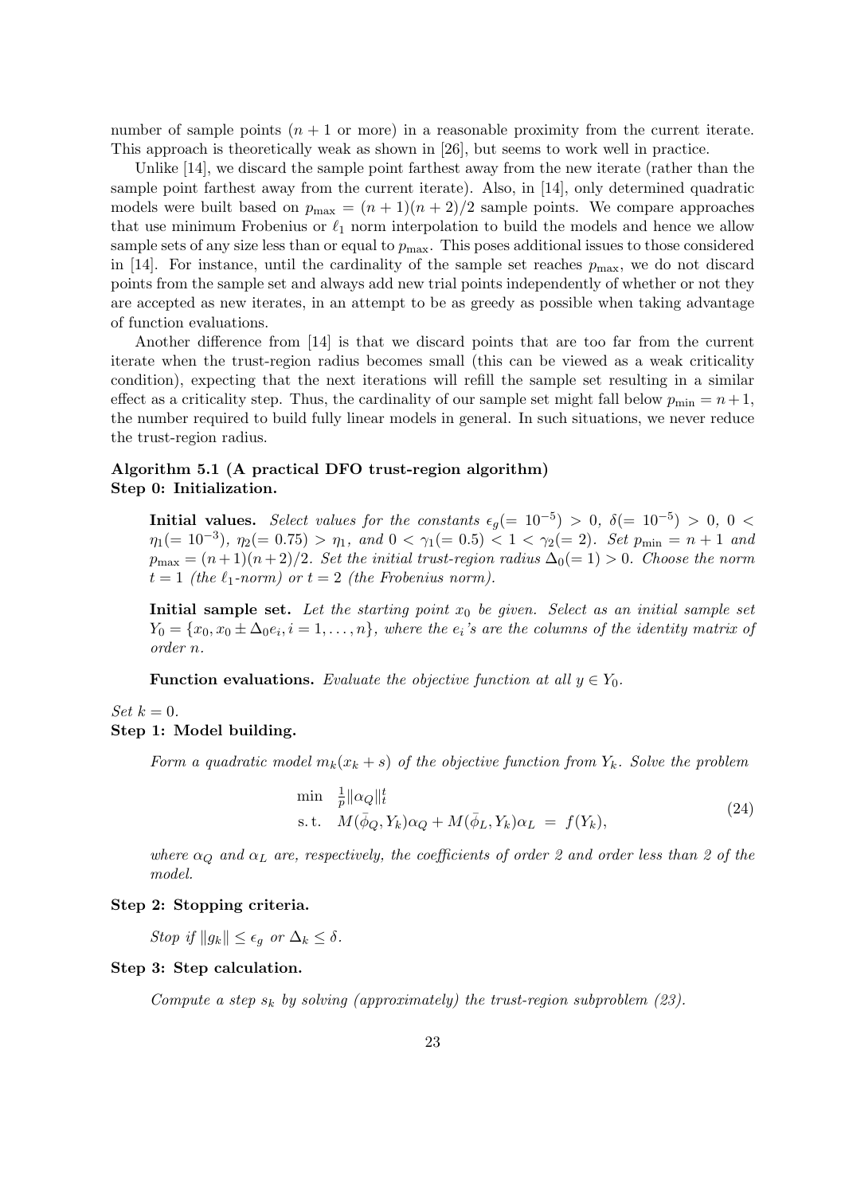number of sample points ($n + 1$ or more) in a reasonable proximity from the current iterate. This approach is theoretically weak as shown in [26], but seems to work well in practice.

Unlike [14], we discard the sample point farthest away from the new iterate (rather than the sample point farthest away from the current iterate). Also, in [14], only determined quadratic models were built based on $p_{\max} = (n+1)(n+2)/2$ sample points. We compare approaches that use minimum Frobenius or $\ell_1$ norm interpolation to build the models and hence we allow sample sets of any size less than or equal to $p_{\max}$. This poses additional issues to those considered in [14]. For instance, until the cardinality of the sample set reaches $p_{\max}$, we do not discard points from the sample set and always add new trial points independently of whether or not they are accepted as new iterates, in an attempt to be as greedy as possible when taking advantage of function evaluations.

Another difference from [14] is that we discard points that are too far from the current iterate when the trust-region radius becomes small (this can be viewed as a weak criticality condition), expecting that the next iterations will refill the sample set resulting in a similar effect as a criticality step. Thus, the cardinality of our sample set might fall below $p_{\min} = n+1$, the number required to build fully linear models in general. In such situations, we never reduce the trust-region radius.

**Algorithm 5.1 (A practical DFO trust-region algorithm)**
**Step 0: Initialization.**

> **Initial values.** *Select values for the constants* $\epsilon_g(= 10^{-5}) > 0$, $\delta(= 10^{-5}) > 0$, $0 < \eta_1(= 10^{-3})$, $\eta_2(= 0.75) > \eta_1$, *and* $0 < \gamma_1(= 0.5) < 1 < \gamma_2(= 2)$. *Set* $p_{\min} = n + 1$ *and* $p_{\max} = (n+1)(n+2)/2$. *Set the initial trust-region radius* $\Delta_0(= 1) > 0$. *Choose the norm* $t = 1$ *(the* $\ell_1$*-norm) or* $t = 2$ *(the Frobenius norm).*
>
> **Initial sample set.** *Let the starting point* $x_0$ *be given. Select as an initial sample set* $Y_0 = \{x_0, x_0 \pm \Delta_0 e_i, i = 1, \ldots, n\}$, *where the* $e_i$*'s are the columns of the identity matrix of order* $n$.
>
> **Function evaluations.** *Evaluate the objective function at all* $y \in Y_0$.

*Set* $k = 0$.
**Step 1: Model building.**

> *Form a quadratic model* $m_k(x_k + s)$ *of the objective function from* $Y_k$. *Solve the problem*
>
> $$\begin{array}{ll} \min & \frac{1}{p}\|\alpha_Q\|_t^t \\ \text{s. t.} & M(\bar{\phi}_Q, Y_k)\alpha_Q + M(\bar{\phi}_L, Y_k)\alpha_L \;=\; f(Y_k), \end{array} \tag{24}$$
>
> *where* $\alpha_Q$ *and* $\alpha_L$ *are, respectively, the coefficients of order 2 and order less than 2 of the model.*

**Step 2: Stopping criteria.**

> *Stop if* $\|g_k\| \leq \epsilon_g$ *or* $\Delta_k \leq \delta$.

**Step 3: Step calculation.**

> *Compute a step* $s_k$ *by solving (approximately) the trust-region subproblem (23).*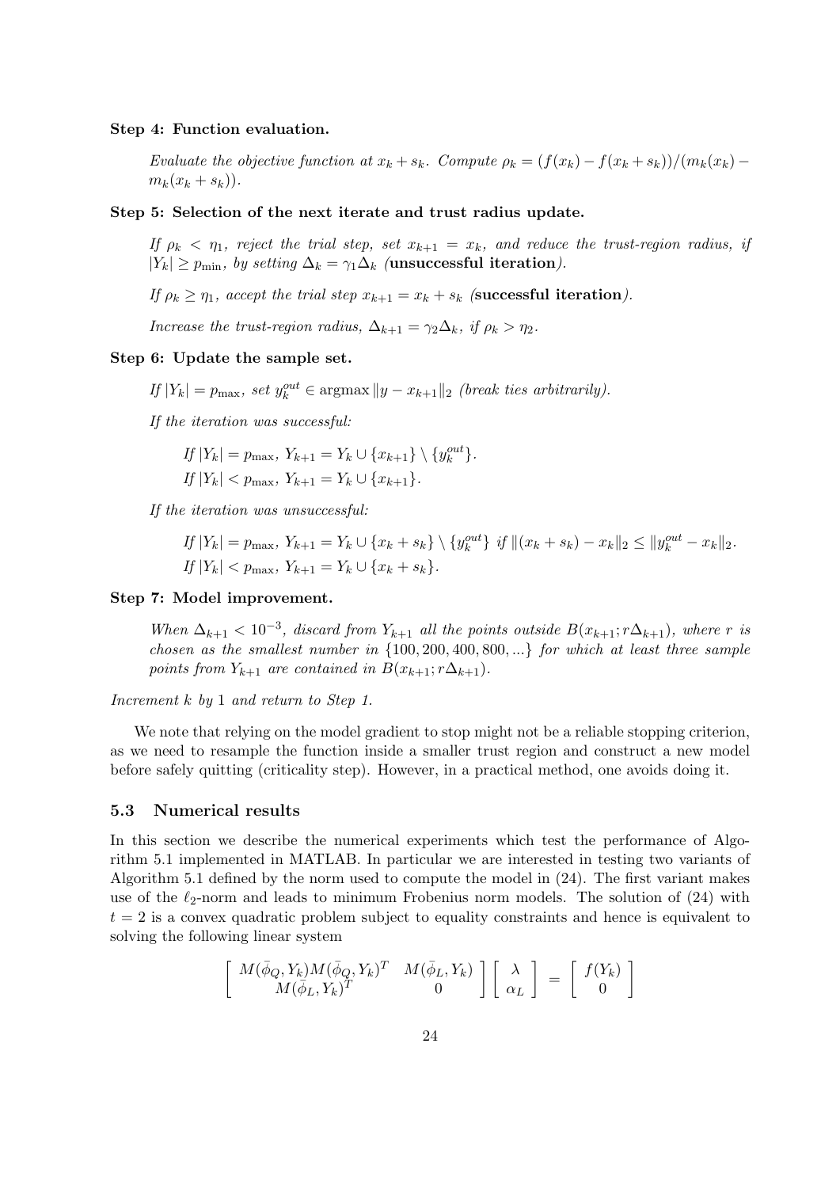**Step 4: Function evaluation.**

*Evaluate the objective function at $x_k + s_k$. Compute $\rho_k = (f(x_k) - f(x_k + s_k))/(m_k(x_k) - m_k(x_k + s_k))$.*

**Step 5: Selection of the next iterate and trust radius update.**

*If $\rho_k < \eta_1$, reject the trial step, set $x_{k+1} = x_k$, and reduce the trust-region radius, if $|Y_k| \geq p_{\min}$, by setting $\Delta_k = \gamma_1 \Delta_k$ (**unsuccessful iteration**).*

*If $\rho_k \geq \eta_1$, accept the trial step $x_{k+1} = x_k + s_k$ (**successful iteration**).*

*Increase the trust-region radius, $\Delta_{k+1} = \gamma_2 \Delta_k$, if $\rho_k > \eta_2$.*

**Step 6: Update the sample set.**

*If $|Y_k| = p_{\max}$, set $y_k^{out} \in \operatorname{argmax} \|y - x_{k+1}\|_2$ (break ties arbitrarily).*

*If the iteration was successful:*

*If $|Y_k| = p_{\max}$, $Y_{k+1} = Y_k \cup \{x_{k+1}\} \setminus \{y_k^{out}\}$.*
*If $|Y_k| < p_{\max}$, $Y_{k+1} = Y_k \cup \{x_{k+1}\}$.*

*If the iteration was unsuccessful:*

*If $|Y_k| = p_{\max}$, $Y_{k+1} = Y_k \cup \{x_k + s_k\} \setminus \{y_k^{out}\}$ if $\|(x_k + s_k) - x_k\|_2 \leq \|y_k^{out} - x_k\|_2$.*
*If $|Y_k| < p_{\max}$, $Y_{k+1} = Y_k \cup \{x_k + s_k\}$.*

**Step 7: Model improvement.**

*When $\Delta_{k+1} < 10^{-3}$, discard from $Y_{k+1}$ all the points outside $B(x_{k+1}; r\Delta_{k+1})$, where $r$ is chosen as the smallest number in $\{100, 200, 400, 800, ...\}$ for which at least three sample points from $Y_{k+1}$ are contained in $B(x_{k+1}; r\Delta_{k+1})$.*

*Increment $k$ by 1 and return to Step 1.*

We note that relying on the model gradient to stop might not be a reliable stopping criterion, as we need to resample the function inside a smaller trust region and construct a new model before safely quitting (criticality step). However, in a practical method, one avoids doing it.

### 5.3 Numerical results

In this section we describe the numerical experiments which test the performance of Algorithm 5.1 implemented in MATLAB. In particular we are interested in testing two variants of Algorithm 5.1 defined by the norm used to compute the model in (24). The first variant makes use of the $\ell_2$-norm and leads to minimum Frobenius norm models. The solution of (24) with $t = 2$ is a convex quadratic problem subject to equality constraints and hence is equivalent to solving the following linear system

$$\begin{bmatrix} M(\bar{\phi}_Q, Y_k) M(\bar{\phi}_Q, Y_k)^T & M(\bar{\phi}_L, Y_k) \\ M(\bar{\phi}_L, Y_k)^T & 0 \end{bmatrix} \begin{bmatrix} \lambda \\ \alpha_L \end{bmatrix} = \begin{bmatrix} f(Y_k) \\ 0 \end{bmatrix}$$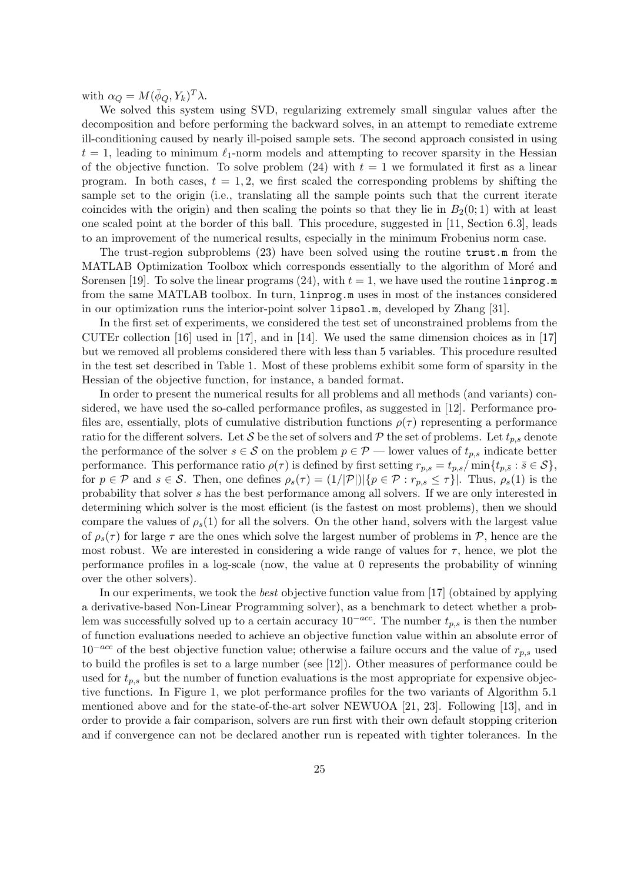with $\alpha_Q = M(\bar{\phi}_Q, Y_k)^T \lambda$.

We solved this system using SVD, regularizing extremely small singular values after the decomposition and before performing the backward solves, in an attempt to remediate extreme ill-conditioning caused by nearly ill-poised sample sets. The second approach consisted in using $t = 1$, leading to minimum $\ell_1$-norm models and attempting to recover sparsity in the Hessian of the objective function. To solve problem (24) with $t = 1$ we formulated it first as a linear program. In both cases, $t = 1, 2$, we first scaled the corresponding problems by shifting the sample set to the origin (i.e., translating all the sample points such that the current iterate coincides with the origin) and then scaling the points so that they lie in $B_2(0; 1)$ with at least one scaled point at the border of this ball. This procedure, suggested in [11, Section 6.3], leads to an improvement of the numerical results, especially in the minimum Frobenius norm case.

The trust-region subproblems (23) have been solved using the routine `trust.m` from the MATLAB Optimization Toolbox which corresponds essentially to the algorithm of Moré and Sorensen [19]. To solve the linear programs (24), with $t = 1$, we have used the routine `linprog.m` from the same MATLAB toolbox. In turn, `linprog.m` uses in most of the instances considered in our optimization runs the interior-point solver `lipsol.m`, developed by Zhang [31].

In the first set of experiments, we considered the test set of unconstrained problems from the CUTEr collection [16] used in [17], and in [14]. We used the same dimension choices as in [17] but we removed all problems considered there with less than 5 variables. This procedure resulted in the test set described in Table 1. Most of these problems exhibit some form of sparsity in the Hessian of the objective function, for instance, a banded format.

In order to present the numerical results for all problems and all methods (and variants) considered, we have used the so-called performance profiles, as suggested in [12]. Performance profiles are, essentially, plots of cumulative distribution functions $\rho(\tau)$ representing a performance ratio for the different solvers. Let $\mathcal{S}$ be the set of solvers and $\mathcal{P}$ the set of problems. Let $t_{p,s}$ denote the performance of the solver $s \in \mathcal{S}$ on the problem $p \in \mathcal{P}$ — lower values of $t_{p,s}$ indicate better performance. This performance ratio $\rho(\tau)$ is defined by first setting $r_{p,s} = t_{p,s} / \min\{t_{p,\bar{s}} : \bar{s} \in \mathcal{S}\}$, for $p \in \mathcal{P}$ and $s \in \mathcal{S}$. Then, one defines $\rho_s(\tau) = (1/|\mathcal{P}|)|\{p \in \mathcal{P} : r_{p,s} \leq \tau\}|$. Thus, $\rho_s(1)$ is the probability that solver $s$ has the best performance among all solvers. If we are only interested in determining which solver is the most efficient (is the fastest on most problems), then we should compare the values of $\rho_s(1)$ for all the solvers. On the other hand, solvers with the largest value of $\rho_s(\tau)$ for large $\tau$ are the ones which solve the largest number of problems in $\mathcal{P}$, hence are the most robust. We are interested in considering a wide range of values for $\tau$, hence, we plot the performance profiles in a log-scale (now, the value at 0 represents the probability of winning over the other solvers).

In our experiments, we took the *best* objective function value from [17] (obtained by applying a derivative-based Non-Linear Programming solver), as a benchmark to detect whether a problem was successfully solved up to a certain accuracy $10^{-acc}$. The number $t_{p,s}$ is then the number of function evaluations needed to achieve an objective function value within an absolute error of $10^{-acc}$ of the best objective function value; otherwise a failure occurs and the value of $r_{p,s}$ used to build the profiles is set to a large number (see [12]). Other measures of performance could be used for $t_{p,s}$ but the number of function evaluations is the most appropriate for expensive objective functions. In Figure 1, we plot performance profiles for the two variants of Algorithm 5.1 mentioned above and for the state-of-the-art solver NEWUOA [21, 23]. Following [13], and in order to provide a fair comparison, solvers are run first with their own default stopping criterion and if convergence can not be declared another run is repeated with tighter tolerances. In the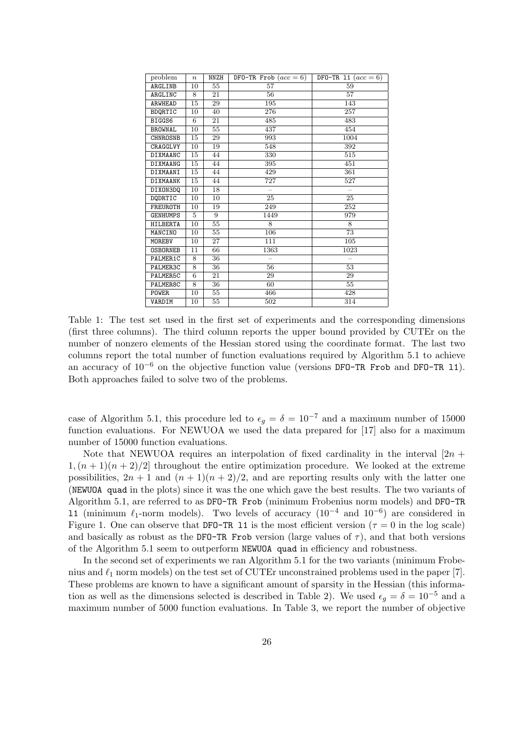| problem | $n$ | NNZH | DFO-TR Frob ($acc = 6$) | DFO-TR l1 ($acc = 6$) |
|---|---|---|---|---|
| ARGLINB | 10 | 55 | 57 | 59 |
| ARGLINC | 8 | 21 | 56 | 57 |
| ARWHEAD | 15 | 29 | 195 | 143 |
| BDQRTIC | 10 | 40 | 276 | 257 |
| BIGGS6 | 6 | 21 | 485 | 483 |
| BROWNAL | 10 | 55 | 437 | 454 |
| CHNROSNB | 15 | 29 | 993 | 1004 |
| CRAGGLVY | 10 | 19 | 548 | 392 |
| DIXMAANC | 15 | 44 | 330 | 515 |
| DIXMAANG | 15 | 44 | 395 | 451 |
| DIXMAANI | 15 | 44 | 429 | 361 |
| DIXMAANK | 15 | 44 | 727 | 527 |
| DIXON3DQ | 10 | 18 | – | – |
| DQDRTIC | 10 | 10 | 25 | 25 |
| FREUROTH | 10 | 19 | 249 | 252 |
| GENHUMPS | 5 | 9 | 1449 | 979 |
| HILBERTA | 10 | 55 | 8 | 8 |
| MANCINO | 10 | 55 | 106 | 73 |
| MOREBV | 10 | 27 | 111 | 105 |
| OSBORNEB | 11 | 66 | 1363 | 1023 |
| PALMER1C | 8 | 36 | – | – |
| PALMER3C | 8 | 36 | 56 | 53 |
| PALMER5C | 6 | 21 | 29 | 29 |
| PALMER8C | 8 | 36 | 60 | 55 |
| POWER | 10 | 55 | 466 | 428 |
| VARDIM | 10 | 55 | 502 | 314 |

Table 1: The test set used in the first set of experiments and the corresponding dimensions (first three columns). The third column reports the upper bound provided by CUTEr on the number of nonzero elements of the Hessian stored using the coordinate format. The last two columns report the total number of function evaluations required by Algorithm 5.1 to achieve an accuracy of $10^{-6}$ on the objective function value (versions DFO-TR Frob and DFO-TR l1). Both approaches failed to solve two of the problems.

case of Algorithm 5.1, this procedure led to $\epsilon_g = \delta = 10^{-7}$ and a maximum number of 15000 function evaluations. For NEWUOA we used the data prepared for [17] also for a maximum number of 15000 function evaluations.

Note that NEWUOA requires an interpolation of fixed cardinality in the interval $[2n + 1, (n+1)(n+2)/2]$ throughout the entire optimization procedure. We looked at the extreme possibilities, $2n+1$ and $(n+1)(n+2)/2$, and are reporting results only with the latter one (NEWUOA quad in the plots) since it was the one which gave the best results. The two variants of Algorithm 5.1, are referred to as DFO-TR Frob (minimum Frobenius norm models) and DFO-TR l1 (minimum $\ell_1$-norm models). Two levels of accuracy ($10^{-4}$ and $10^{-6}$) are considered in Figure 1. One can observe that DFO-TR l1 is the most efficient version ($\tau = 0$ in the log scale) and basically as robust as the DFO-TR Frob version (large values of $\tau$), and that both versions of the Algorithm 5.1 seem to outperform NEWUOA quad in efficiency and robustness.

In the second set of experiments we ran Algorithm 5.1 for the two variants (minimum Frobenius and $\ell_1$ norm models) on the test set of CUTEr unconstrained problems used in the paper [7]. These problems are known to have a significant amount of sparsity in the Hessian (this information as well as the dimensions selected is described in Table 2). We used $\epsilon_g = \delta = 10^{-5}$ and a maximum number of 5000 function evaluations. In Table 3, we report the number of objective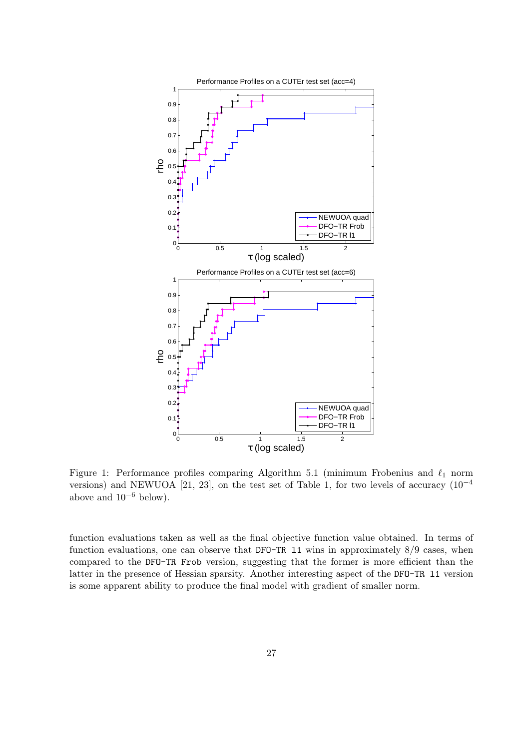Figure 1: Performance profiles comparing Algorithm 5.1 (minimum Frobenius and $\ell_1$ norm versions) and NEWUOA [21, 23], on the test set of Table 1, for two levels of accuracy ($10^{-4}$ above and $10^{-6}$ below).

function evaluations taken as well as the final objective function value obtained. In terms of function evaluations, one can observe that `DFO-TR l1` wins in approximately 8/9 cases, when compared to the `DFO-TR Frob` version, suggesting that the former is more efficient than the latter in the presence of Hessian sparsity. Another interesting aspect of the `DFO-TR l1` version is some apparent ability to produce the final model with gradient of smaller norm.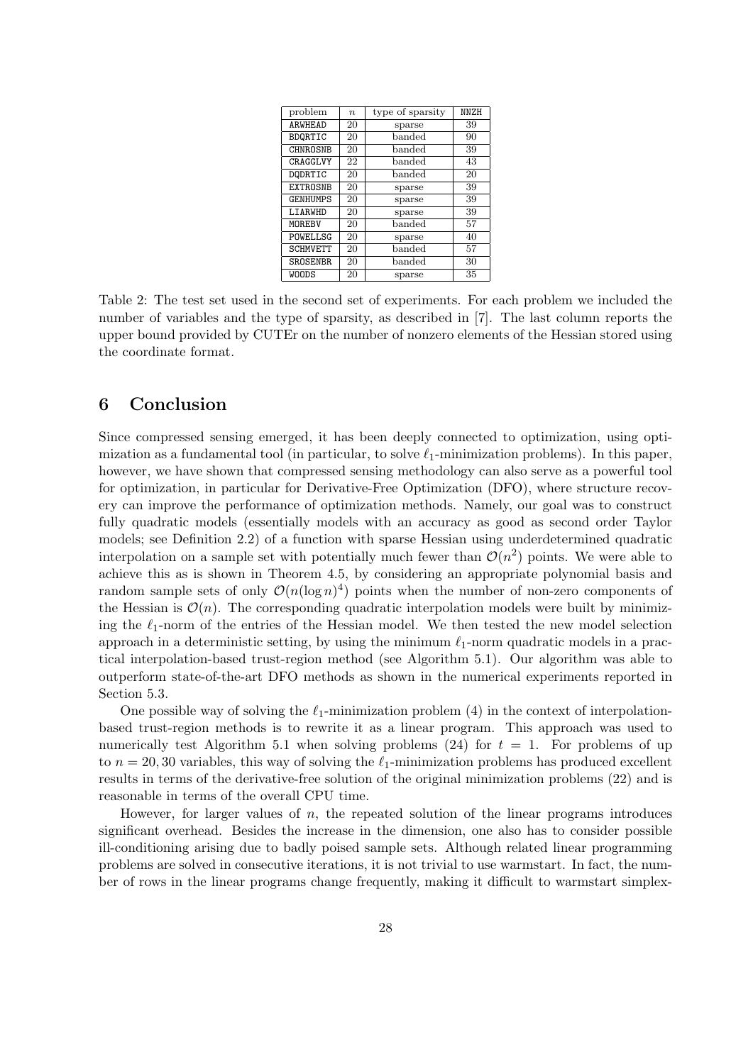| problem | $n$ | type of sparsity | NNZH |
|---|---|---|---|
| ARWHEAD | 20 | sparse | 39 |
| BDQRTIC | 20 | banded | 90 |
| CHNROSNB | 20 | banded | 39 |
| CRAGGLVY | 22 | banded | 43 |
| DQDRTIC | 20 | banded | 20 |
| EXTROSNB | 20 | sparse | 39 |
| GENHUMPS | 20 | sparse | 39 |
| LIARWHD | 20 | sparse | 39 |
| MOREBV | 20 | banded | 57 |
| POWELLSG | 20 | sparse | 40 |
| SCHMVETT | 20 | banded | 57 |
| SROSENBR | 20 | banded | 30 |
| WOODS | 20 | sparse | 35 |

Table 2: The test set used in the second set of experiments. For each problem we included the number of variables and the type of sparsity, as described in [7]. The last column reports the upper bound provided by CUTEr on the number of nonzero elements of the Hessian stored using the coordinate format.

# 6 Conclusion

Since compressed sensing emerged, it has been deeply connected to optimization, using optimization as a fundamental tool (in particular, to solve $\ell_1$-minimization problems). In this paper, however, we have shown that compressed sensing methodology can also serve as a powerful tool for optimization, in particular for Derivative-Free Optimization (DFO), where structure recovery can improve the performance of optimization methods. Namely, our goal was to construct fully quadratic models (essentially models with an accuracy as good as second order Taylor models; see Definition 2.2) of a function with sparse Hessian using underdetermined quadratic interpolation on a sample set with potentially much fewer than $\mathcal{O}(n^2)$ points. We were able to achieve this as is shown in Theorem 4.5, by considering an appropriate polynomial basis and random sample sets of only $\mathcal{O}(n(\log n)^4)$ points when the number of non-zero components of the Hessian is $\mathcal{O}(n)$. The corresponding quadratic interpolation models were built by minimizing the $\ell_1$-norm of the entries of the Hessian model. We then tested the new model selection approach in a deterministic setting, by using the minimum $\ell_1$-norm quadratic models in a practical interpolation-based trust-region method (see Algorithm 5.1). Our algorithm was able to outperform state-of-the-art DFO methods as shown in the numerical experiments reported in Section 5.3.

One possible way of solving the $\ell_1$-minimization problem (4) in the context of interpolation-based trust-region methods is to rewrite it as a linear program. This approach was used to numerically test Algorithm 5.1 when solving problems (24) for $t = 1$. For problems of up to $n = 20, 30$ variables, this way of solving the $\ell_1$-minimization problems has produced excellent results in terms of the derivative-free solution of the original minimization problems (22) and is reasonable in terms of the overall CPU time.

However, for larger values of $n$, the repeated solution of the linear programs introduces significant overhead. Besides the increase in the dimension, one also has to consider possible ill-conditioning arising due to badly poised sample sets. Although related linear programming problems are solved in consecutive iterations, it is not trivial to use warmstart. In fact, the number of rows in the linear programs change frequently, making it difficult to warmstart simplex-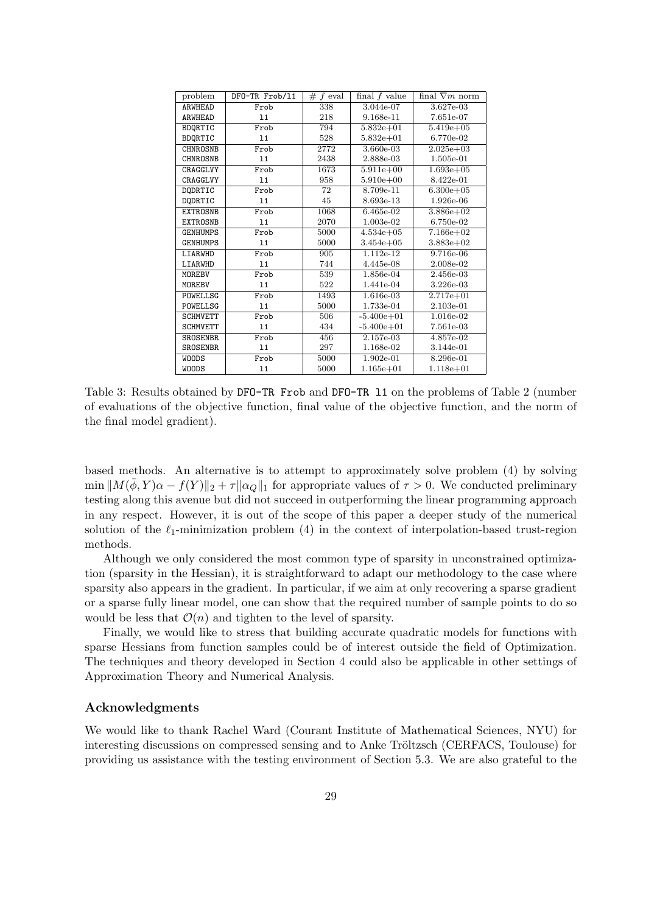| problem | DFO-TR Frob/l1 | # $f$ eval | final $f$ value | final $\nabla m$ norm |
|---|---|---|---|---|
| ARWHEAD | Frob | 338 | 3.044e-07 | 3.627e-03 |
| ARWHEAD | l1 | 218 | 9.168e-11 | 7.651e-07 |
| BDQRTIC | Frob | 794 | 5.832e+01 | 5.419e+05 |
| BDQRTIC | l1 | 528 | 5.832e+01 | 6.770e-02 |
| CHNROSNB | Frob | 2772 | 3.660e-03 | 2.025e+03 |
| CHNROSNB | l1 | 2438 | 2.888e-03 | 1.505e-01 |
| CRAGGLVY | Frob | 1673 | 5.911e+00 | 1.693e+05 |
| CRAGGLVY | l1 | 958 | 5.910e+00 | 8.422e-01 |
| DQDRTIC | Frob | 72 | 8.709e-11 | 6.300e+05 |
| DQDRTIC | l1 | 45 | 8.693e-13 | 1.926e-06 |
| EXTROSNB | Frob | 1068 | 6.465e-02 | 3.886e+02 |
| EXTROSNB | l1 | 2070 | 1.003e-02 | 6.750e-02 |
| GENHUMPS | Frob | 5000 | 4.534e+05 | 7.166e+02 |
| GENHUMPS | l1 | 5000 | 3.454e+05 | 3.883e+02 |
| LIARWHD | Frob | 905 | 1.112e-12 | 9.716e-06 |
| LIARWHD | l1 | 744 | 4.445e-08 | 2.008e-02 |
| MOREBV | Frob | 539 | 1.856e-04 | 2.456e-03 |
| MOREBV | l1 | 522 | 1.441e-04 | 3.226e-03 |
| POWELLSG | Frob | 1493 | 1.616e-03 | 2.717e+01 |
| POWELLSG | l1 | 5000 | 1.733e-04 | 2.103e-01 |
| SCHMVETT | Frob | 506 | -5.400e+01 | 1.016e-02 |
| SCHMVETT | l1 | 434 | -5.400e+01 | 7.561e-03 |
| SROSENBR | Frob | 456 | 2.157e-03 | 4.857e-02 |
| SROSENBR | l1 | 297 | 1.168e-02 | 3.144e-01 |
| WOODS | Frob | 5000 | 1.902e-01 | 8.296e-01 |
| WOODS | l1 | 5000 | 1.165e+01 | 1.118e+01 |

Table 3: Results obtained by `DFO-TR Frob` and `DFO-TR l1` on the problems of Table 2 (number of evaluations of the objective function, final value of the objective function, and the norm of the final model gradient).

based methods. An alternative is to attempt to approximately solve problem (4) by solving $\min \|M(\bar{\phi}, Y)\alpha - f(Y)\|_2 + \tau\|\alpha_Q\|_1$ for appropriate values of $\tau > 0$. We conducted preliminary testing along this avenue but did not succeed in outperforming the linear programming approach in any respect. However, it is out of the scope of this paper a deeper study of the numerical solution of the $\ell_1$-minimization problem (4) in the context of interpolation-based trust-region methods.

Although we only considered the most common type of sparsity in unconstrained optimization (sparsity in the Hessian), it is straightforward to adapt our methodology to the case where sparsity also appears in the gradient. In particular, if we aim at only recovering a sparse gradient or a sparse fully linear model, one can show that the required number of sample points to do so would be less that $\mathcal{O}(n)$ and tighten to the level of sparsity.

Finally, we would like to stress that building accurate quadratic models for functions with sparse Hessians from function samples could be of interest outside the field of Optimization. The techniques and theory developed in Section 4 could also be applicable in other settings of Approximation Theory and Numerical Analysis.

### Acknowledgments

We would like to thank Rachel Ward (Courant Institute of Mathematical Sciences, NYU) for interesting discussions on compressed sensing and to Anke Tröltzsch (CERFACS, Toulouse) for providing us assistance with the testing environment of Section 5.3. We are also grateful to the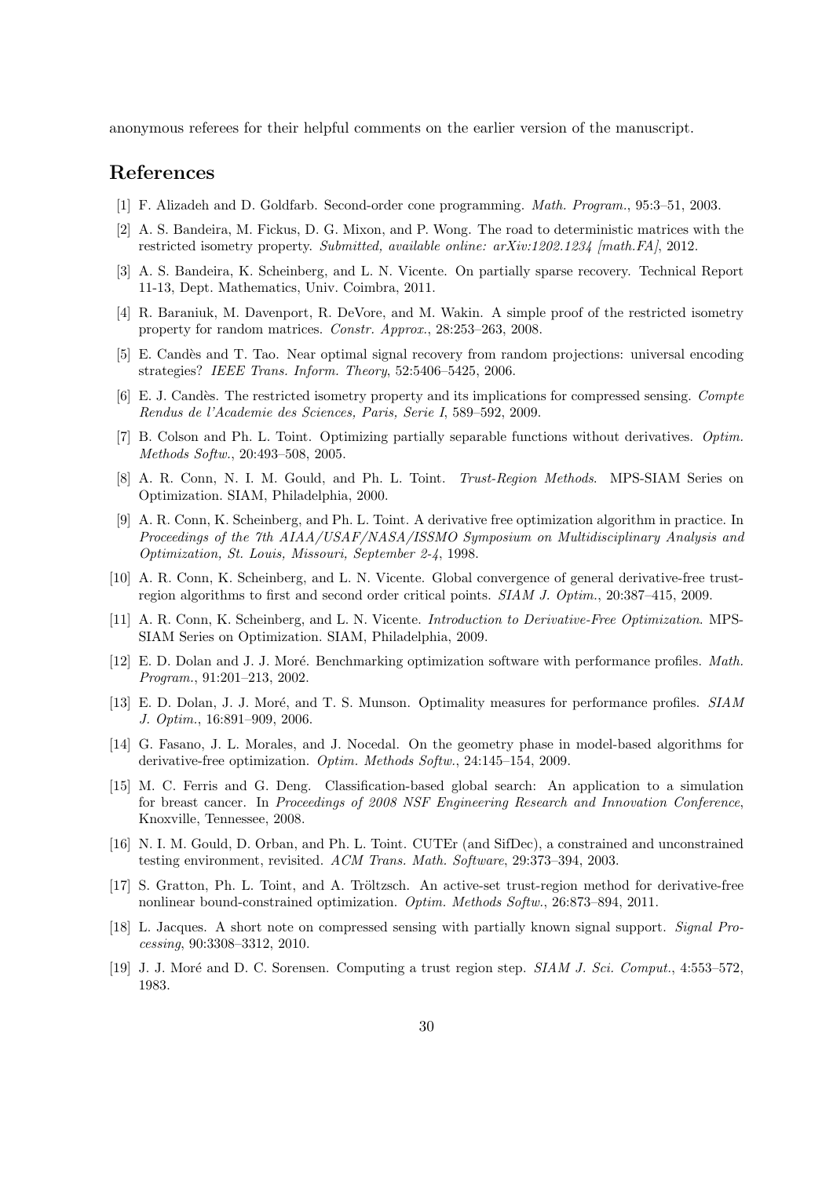anonymous referees for their helpful comments on the earlier version of the manuscript.

# References

[1] F. Alizadeh and D. Goldfarb. Second-order cone programming. *Math. Program.*, 95:3–51, 2003.

[2] A. S. Bandeira, M. Fickus, D. G. Mixon, and P. Wong. The road to deterministic matrices with the restricted isometry property. *Submitted, available online: arXiv:1202.1234 [math.FA]*, 2012.

[3] A. S. Bandeira, K. Scheinberg, and L. N. Vicente. On partially sparse recovery. Technical Report 11-13, Dept. Mathematics, Univ. Coimbra, 2011.

[4] R. Baraniuk, M. Davenport, R. DeVore, and M. Wakin. A simple proof of the restricted isometry property for random matrices. *Constr. Approx.*, 28:253–263, 2008.

[5] E. Candès and T. Tao. Near optimal signal recovery from random projections: universal encoding strategies? *IEEE Trans. Inform. Theory*, 52:5406–5425, 2006.

[6] E. J. Candès. The restricted isometry property and its implications for compressed sensing. *Compte Rendus de l'Academie des Sciences, Paris, Serie I*, 589–592, 2009.

[7] B. Colson and Ph. L. Toint. Optimizing partially separable functions without derivatives. *Optim. Methods Softw.*, 20:493–508, 2005.

[8] A. R. Conn, N. I. M. Gould, and Ph. L. Toint. *Trust-Region Methods*. MPS-SIAM Series on Optimization. SIAM, Philadelphia, 2000.

[9] A. R. Conn, K. Scheinberg, and Ph. L. Toint. A derivative free optimization algorithm in practice. In *Proceedings of the 7th AIAA/USAF/NASA/ISSMO Symposium on Multidisciplinary Analysis and Optimization, St. Louis, Missouri, September 2-4*, 1998.

[10] A. R. Conn, K. Scheinberg, and L. N. Vicente. Global convergence of general derivative-free trust-region algorithms to first and second order critical points. *SIAM J. Optim.*, 20:387–415, 2009.

[11] A. R. Conn, K. Scheinberg, and L. N. Vicente. *Introduction to Derivative-Free Optimization*. MPS-SIAM Series on Optimization. SIAM, Philadelphia, 2009.

[12] E. D. Dolan and J. J. Moré. Benchmarking optimization software with performance profiles. *Math. Program.*, 91:201–213, 2002.

[13] E. D. Dolan, J. J. Moré, and T. S. Munson. Optimality measures for performance profiles. *SIAM J. Optim.*, 16:891–909, 2006.

[14] G. Fasano, J. L. Morales, and J. Nocedal. On the geometry phase in model-based algorithms for derivative-free optimization. *Optim. Methods Softw.*, 24:145–154, 2009.

[15] M. C. Ferris and G. Deng. Classification-based global search: An application to a simulation for breast cancer. In *Proceedings of 2008 NSF Engineering Research and Innovation Conference*, Knoxville, Tennessee, 2008.

[16] N. I. M. Gould, D. Orban, and Ph. L. Toint. CUTEr (and SifDec), a constrained and unconstrained testing environment, revisited. *ACM Trans. Math. Software*, 29:373–394, 2003.

[17] S. Gratton, Ph. L. Toint, and A. Tröltzsch. An active-set trust-region method for derivative-free nonlinear bound-constrained optimization. *Optim. Methods Softw.*, 26:873–894, 2011.

[18] L. Jacques. A short note on compressed sensing with partially known signal support. *Signal Processing*, 90:3308–3312, 2010.

[19] J. J. Moré and D. C. Sorensen. Computing a trust region step. *SIAM J. Sci. Comput.*, 4:553–572, 1983.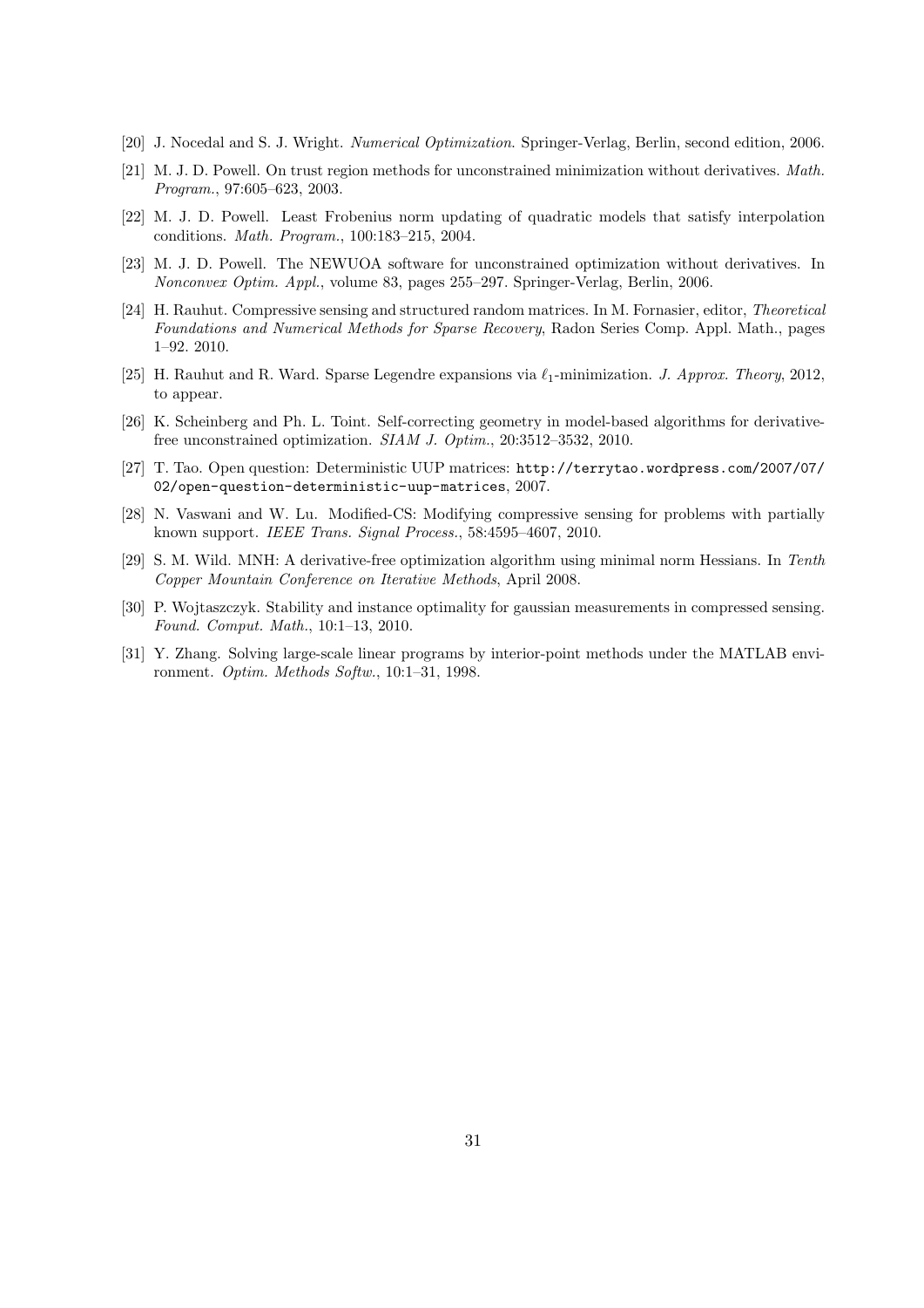[20] J. Nocedal and S. J. Wright. *Numerical Optimization*. Springer-Verlag, Berlin, second edition, 2006.

[21] M. J. D. Powell. On trust region methods for unconstrained minimization without derivatives. *Math. Program.*, 97:605–623, 2003.

[22] M. J. D. Powell. Least Frobenius norm updating of quadratic models that satisfy interpolation conditions. *Math. Program.*, 100:183–215, 2004.

[23] M. J. D. Powell. The NEWUOA software for unconstrained optimization without derivatives. In *Nonconvex Optim. Appl.*, volume 83, pages 255–297. Springer-Verlag, Berlin, 2006.

[24] H. Rauhut. Compressive sensing and structured random matrices. In M. Fornasier, editor, *Theoretical Foundations and Numerical Methods for Sparse Recovery*, Radon Series Comp. Appl. Math., pages 1–92. 2010.

[25] H. Rauhut and R. Ward. Sparse Legendre expansions via $\ell_1$-minimization. *J. Approx. Theory*, 2012, to appear.

[26] K. Scheinberg and Ph. L. Toint. Self-correcting geometry in model-based algorithms for derivative-free unconstrained optimization. *SIAM J. Optim.*, 20:3512–3532, 2010.

[27] T. Tao. Open question: Deterministic UUP matrices: `http://terrytao.wordpress.com/2007/07/02/open-question-deterministic-uup-matrices`, 2007.

[28] N. Vaswani and W. Lu. Modified-CS: Modifying compressive sensing for problems with partially known support. *IEEE Trans. Signal Process.*, 58:4595–4607, 2010.

[29] S. M. Wild. MNH: A derivative-free optimization algorithm using minimal norm Hessians. In *Tenth Copper Mountain Conference on Iterative Methods*, April 2008.

[30] P. Wojtaszczyk. Stability and instance optimality for gaussian measurements in compressed sensing. *Found. Comput. Math.*, 10:1–13, 2010.

[31] Y. Zhang. Solving large-scale linear programs by interior-point methods under the MATLAB environment. *Optim. Methods Softw.*, 10:1–31, 1998.